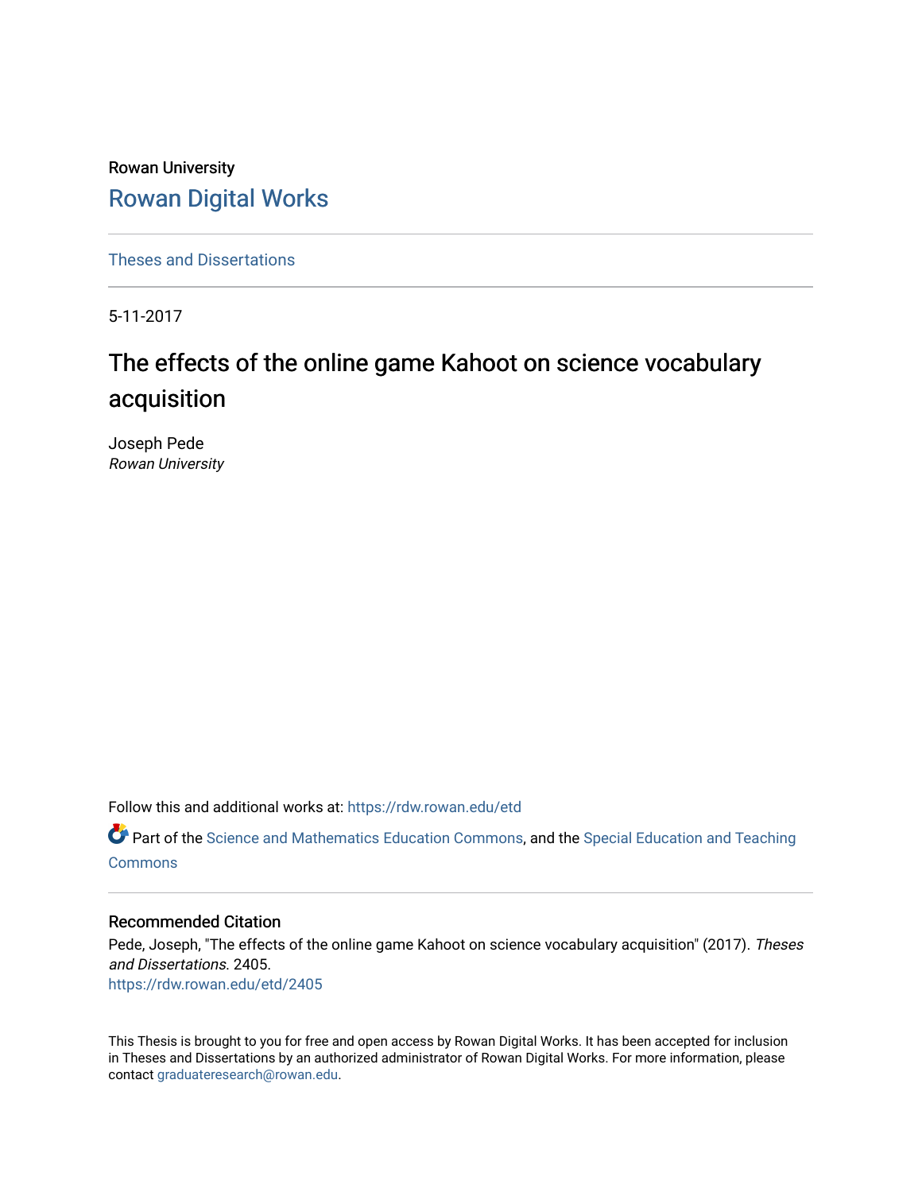Rowan University

Rowan Digital Works

Theses and Dissertations

5-11-2017

# The effects of the online game Kahoot on science vocabulary acquisition

Joseph Pede
*Rowan University*

Follow this and additional works at: https://rdw.rowan.edu/etd

Part of the Science and Mathematics Education Commons, and the Special Education and Teaching Commons

## Recommended Citation

Pede, Joseph, "The effects of the online game Kahoot on science vocabulary acquisition" (2017). *Theses and Dissertations*. 2405.
https://rdw.rowan.edu/etd/2405

This Thesis is brought to you for free and open access by Rowan Digital Works. It has been accepted for inclusion in Theses and Dissertations by an authorized administrator of Rowan Digital Works. For more information, please contact graduateresearch@rowan.edu.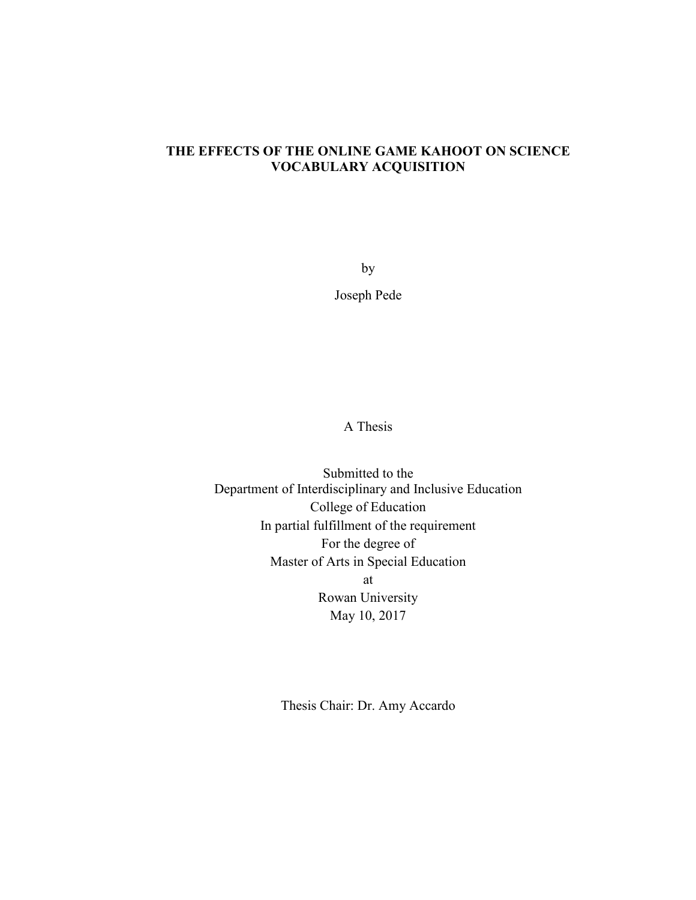# THE EFFECTS OF THE ONLINE GAME KAHOOT ON SCIENCE VOCABULARY ACQUISITION

by

Joseph Pede

A Thesis

Submitted to the
Department of Interdisciplinary and Inclusive Education
College of Education
In partial fulfillment of the requirement
For the degree of
Master of Arts in Special Education
at
Rowan University
May 10, 2017

Thesis Chair: Dr. Amy Accardo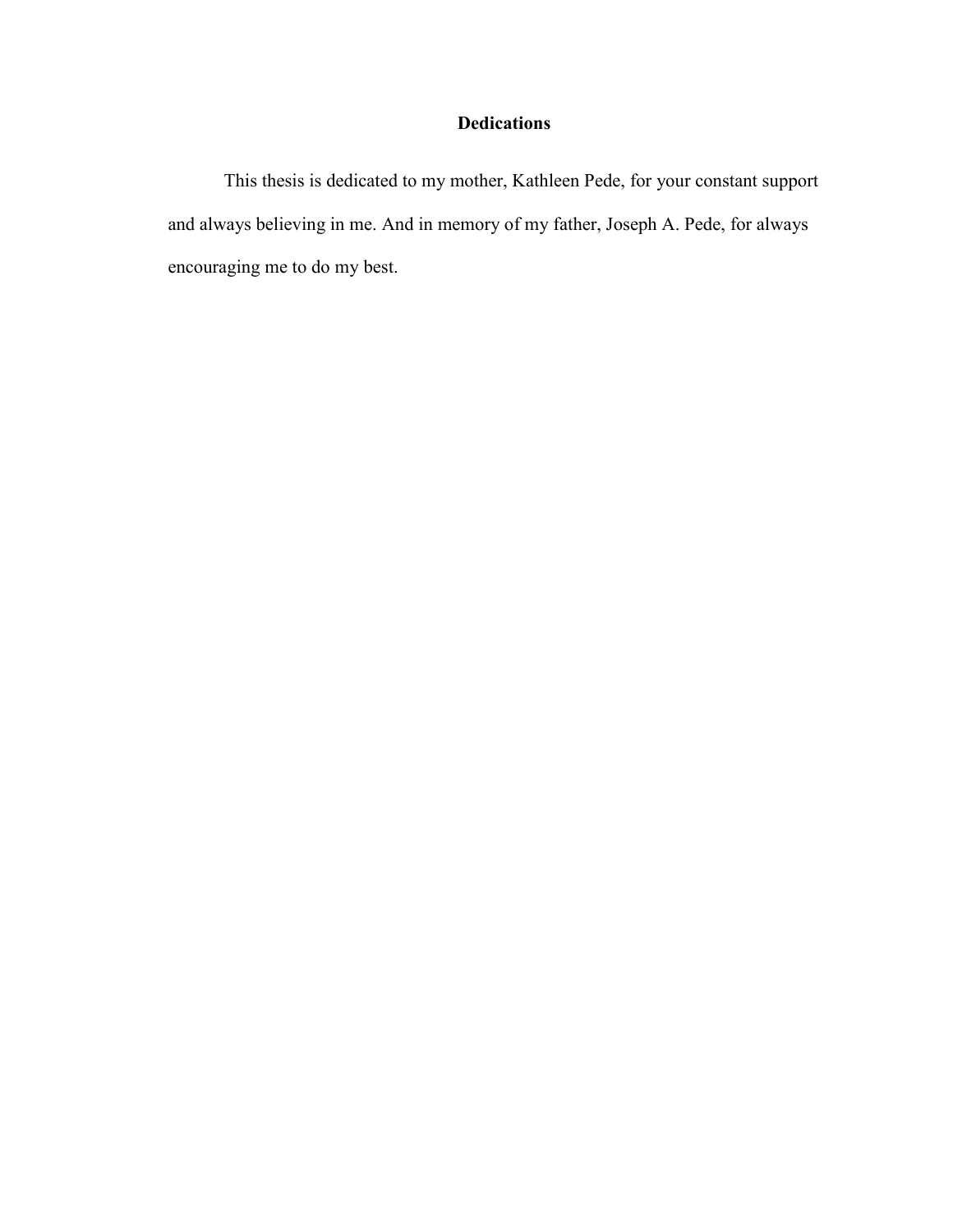# Dedications

This thesis is dedicated to my mother, Kathleen Pede, for your constant support and always believing in me. And in memory of my father, Joseph A. Pede, for always encouraging me to do my best.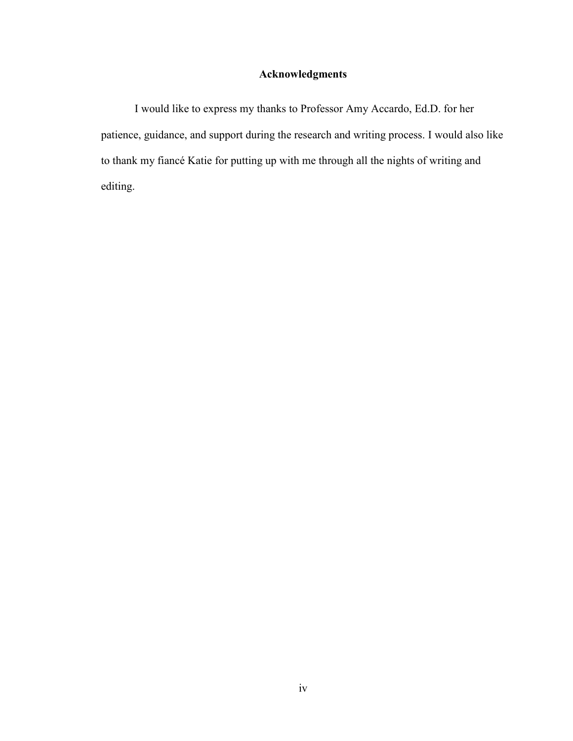## Acknowledgments

I would like to express my thanks to Professor Amy Accardo, Ed.D. for her patience, guidance, and support during the research and writing process. I would also like to thank my fiancé Katie for putting up with me through all the nights of writing and editing.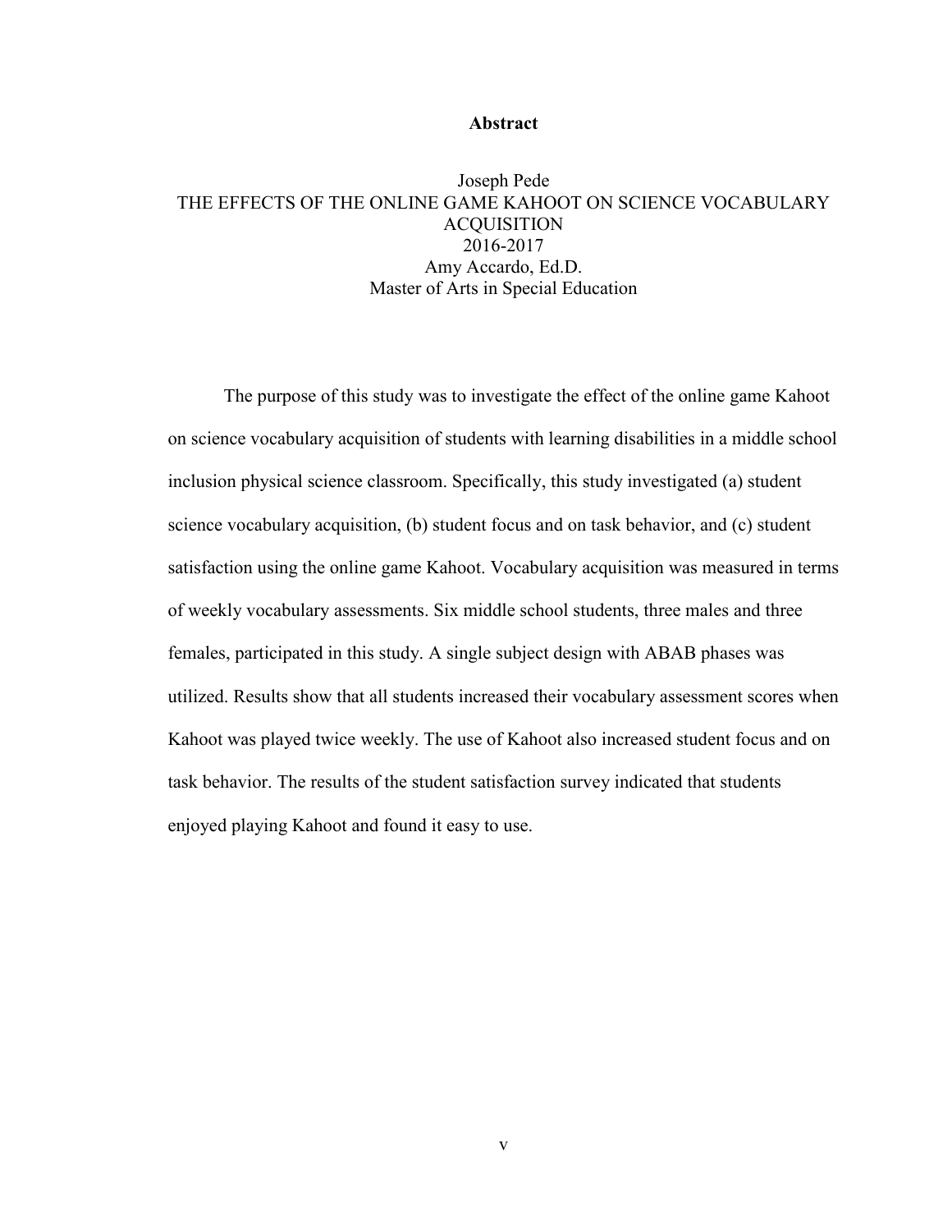# Abstract

Joseph Pede
THE EFFECTS OF THE ONLINE GAME KAHOOT ON SCIENCE VOCABULARY ACQUISITION
2016-2017
Amy Accardo, Ed.D.
Master of Arts in Special Education

The purpose of this study was to investigate the effect of the online game Kahoot on science vocabulary acquisition of students with learning disabilities in a middle school inclusion physical science classroom. Specifically, this study investigated (a) student science vocabulary acquisition, (b) student focus and on task behavior, and (c) student satisfaction using the online game Kahoot. Vocabulary acquisition was measured in terms of weekly vocabulary assessments. Six middle school students, three males and three females, participated in this study. A single subject design with ABAB phases was utilized. Results show that all students increased their vocabulary assessment scores when Kahoot was played twice weekly. The use of Kahoot also increased student focus and on task behavior. The results of the student satisfaction survey indicated that students enjoyed playing Kahoot and found it easy to use.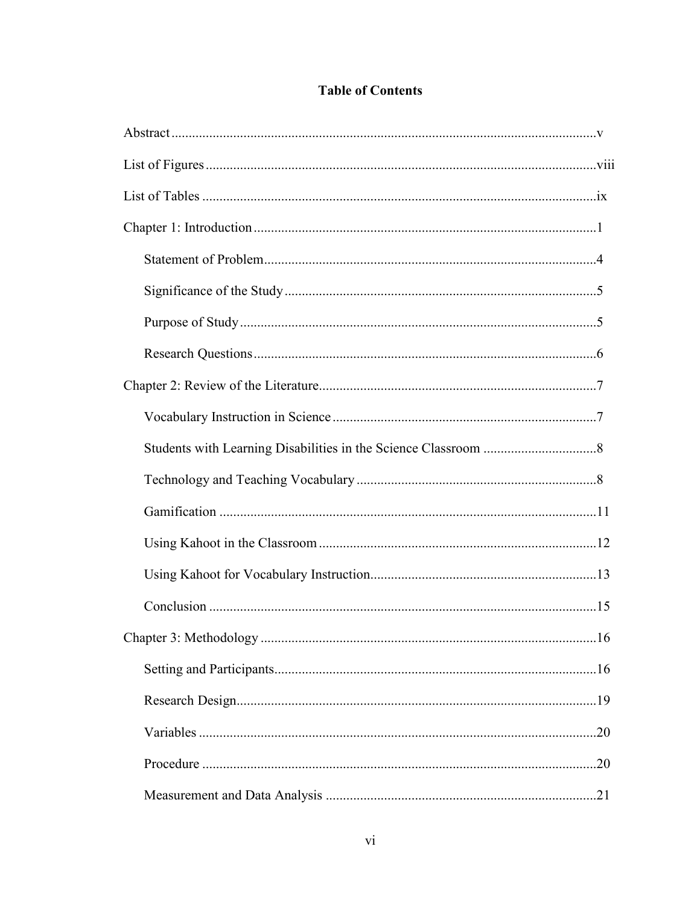# Table of Contents

Abstract ........................................................................................................................... v

List of Figures ................................................................................................................. viii

List of Tables .................................................................................................................. ix

Chapter 1: Introduction ................................................................................................... 1

- Statement of Problem ................................................................................................ 4
- Significance of the Study .......................................................................................... 5
- Purpose of Study ....................................................................................................... 5
- Research Questions ................................................................................................... 6

Chapter 2: Review of the Literature ................................................................................ 7

- Vocabulary Instruction in Science ............................................................................ 7
- Students with Learning Disabilities in the Science Classroom ................................ 8
- Technology and Teaching Vocabulary ..................................................................... 8
- Gamification ............................................................................................................. 11
- Using Kahoot in the Classroom ................................................................................ 12
- Using Kahoot for Vocabulary Instruction ................................................................. 13
- Conclusion ................................................................................................................ 15

Chapter 3: Methodology ................................................................................................. 16

- Setting and Participants ............................................................................................. 16
- Research Design ........................................................................................................ 19
- Variables ................................................................................................................... 20
- Procedure .................................................................................................................. 20
- Measurement and Data Analysis .............................................................................. 21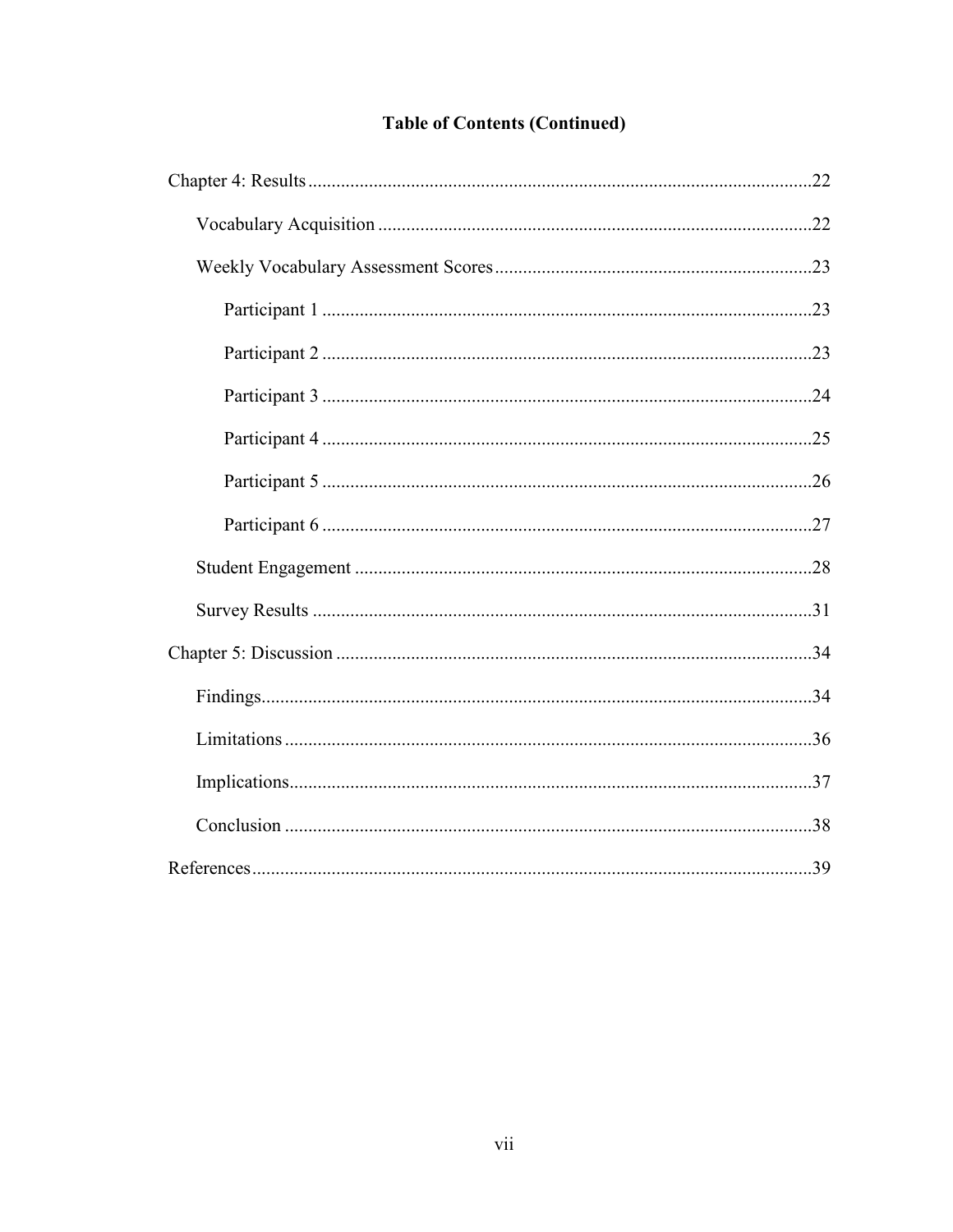## Table of Contents (Continued)

Chapter 4: Results ........................................................................................................22

Vocabulary Acquisition ............................................................................................22

Weekly Vocabulary Assessment Scores ...................................................................23

Participant 1 ........................................................................................................23

Participant 2 ........................................................................................................23

Participant 3 ........................................................................................................24

Participant 4 ........................................................................................................25

Participant 5 ........................................................................................................26

Participant 6 ........................................................................................................27

Student Engagement .................................................................................................28

Survey Results ..........................................................................................................31

Chapter 5: Discussion .....................................................................................................34

Findings.....................................................................................................................34

Limitations ................................................................................................................36

Implications...............................................................................................................37

Conclusion ................................................................................................................38

References.......................................................................................................................39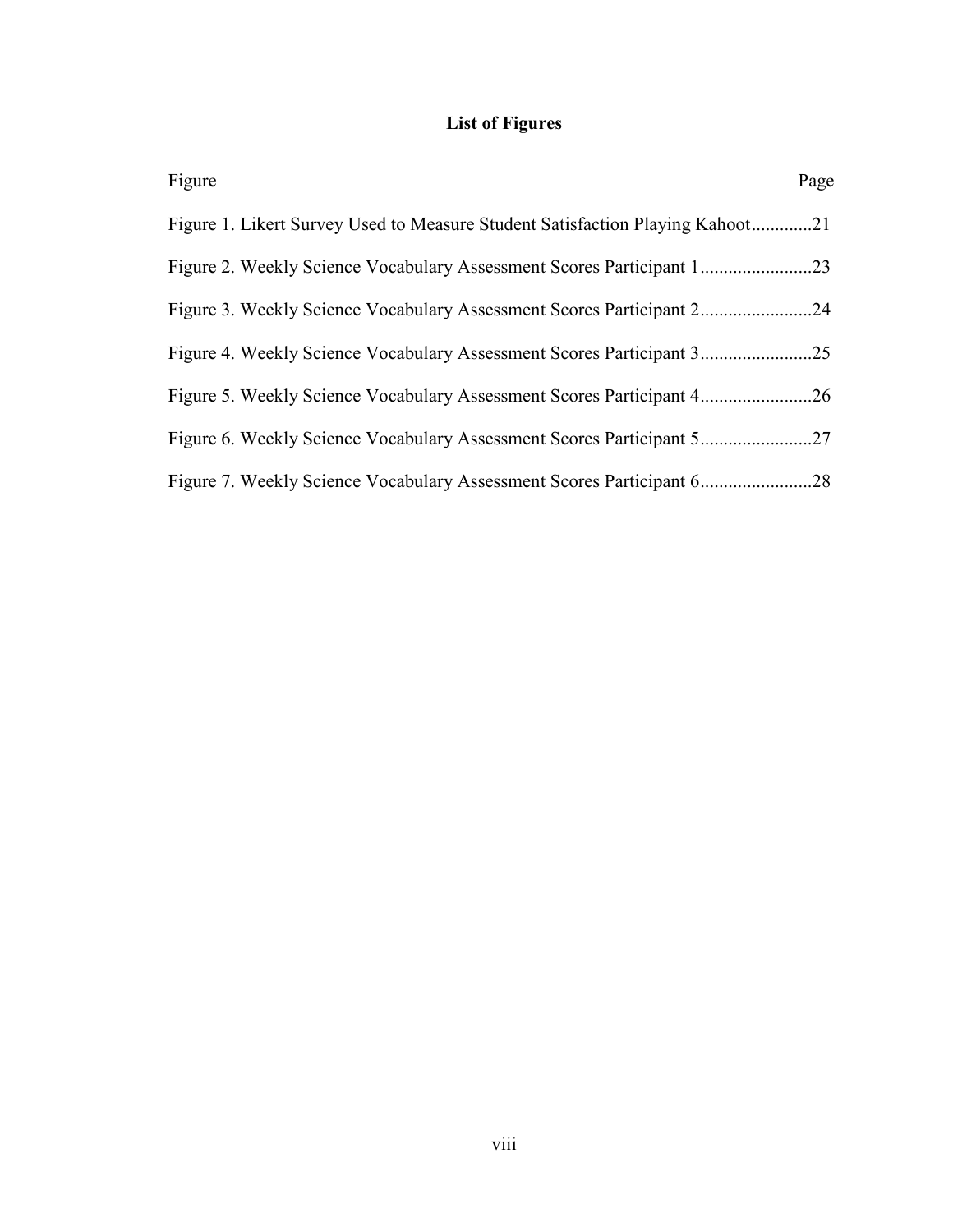## List of Figures

| Figure | Page |
| --- | --- |
| Figure 1. Likert Survey Used to Measure Student Satisfaction Playing Kahoot | 21 |
| Figure 2. Weekly Science Vocabulary Assessment Scores Participant 1 | 23 |
| Figure 3. Weekly Science Vocabulary Assessment Scores Participant 2 | 24 |
| Figure 4. Weekly Science Vocabulary Assessment Scores Participant 3 | 25 |
| Figure 5. Weekly Science Vocabulary Assessment Scores Participant 4 | 26 |
| Figure 6. Weekly Science Vocabulary Assessment Scores Participant 5 | 27 |
| Figure 7. Weekly Science Vocabulary Assessment Scores Participant 6 | 28 |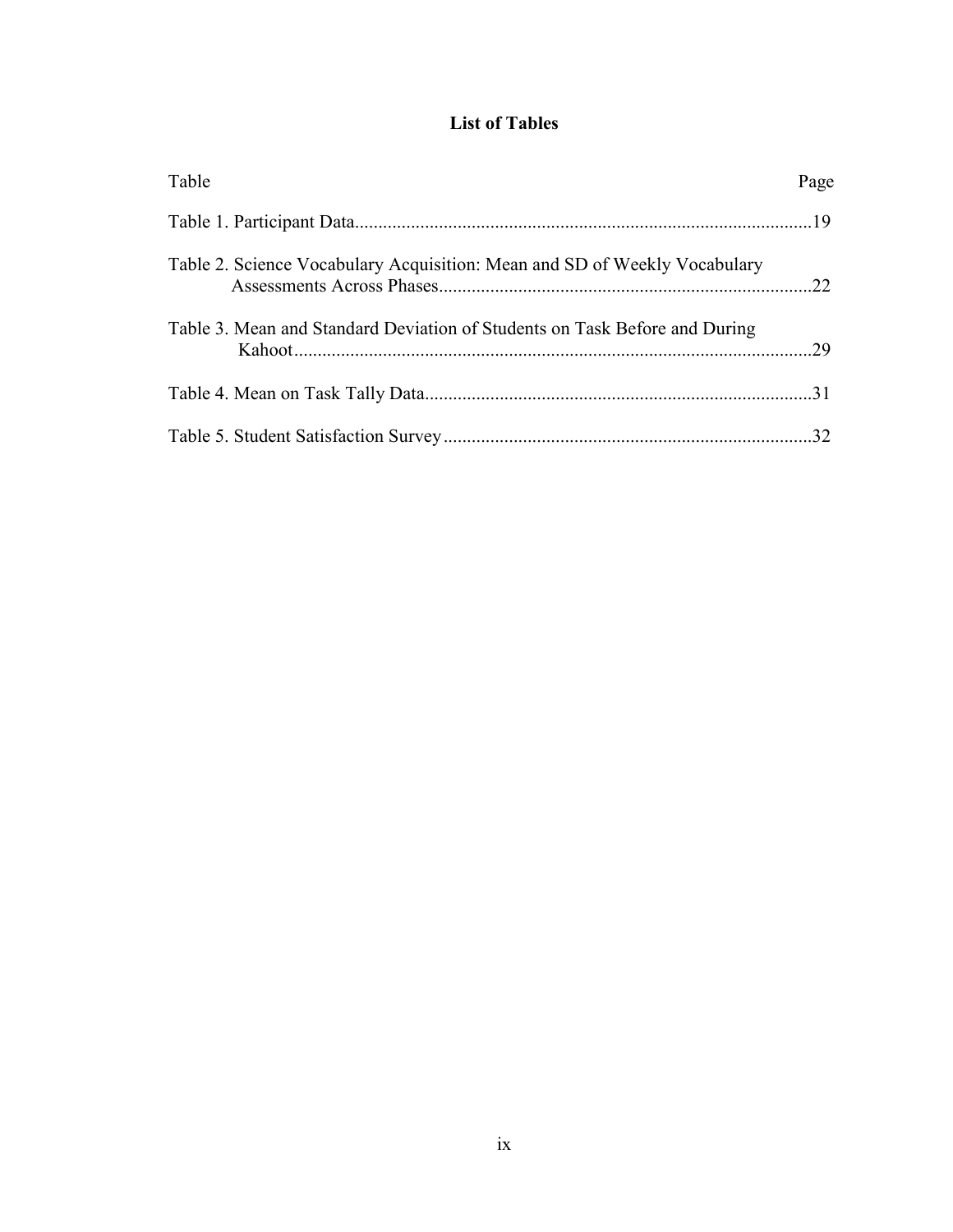## List of Tables

| Table | Page |
|---|---|
| Table 1. Participant Data | 19 |
| Table 2. Science Vocabulary Acquisition: Mean and SD of Weekly Vocabulary Assessments Across Phases | 22 |
| Table 3. Mean and Standard Deviation of Students on Task Before and During Kahoot | 29 |
| Table 4. Mean on Task Tally Data | 31 |
| Table 5. Student Satisfaction Survey | 32 |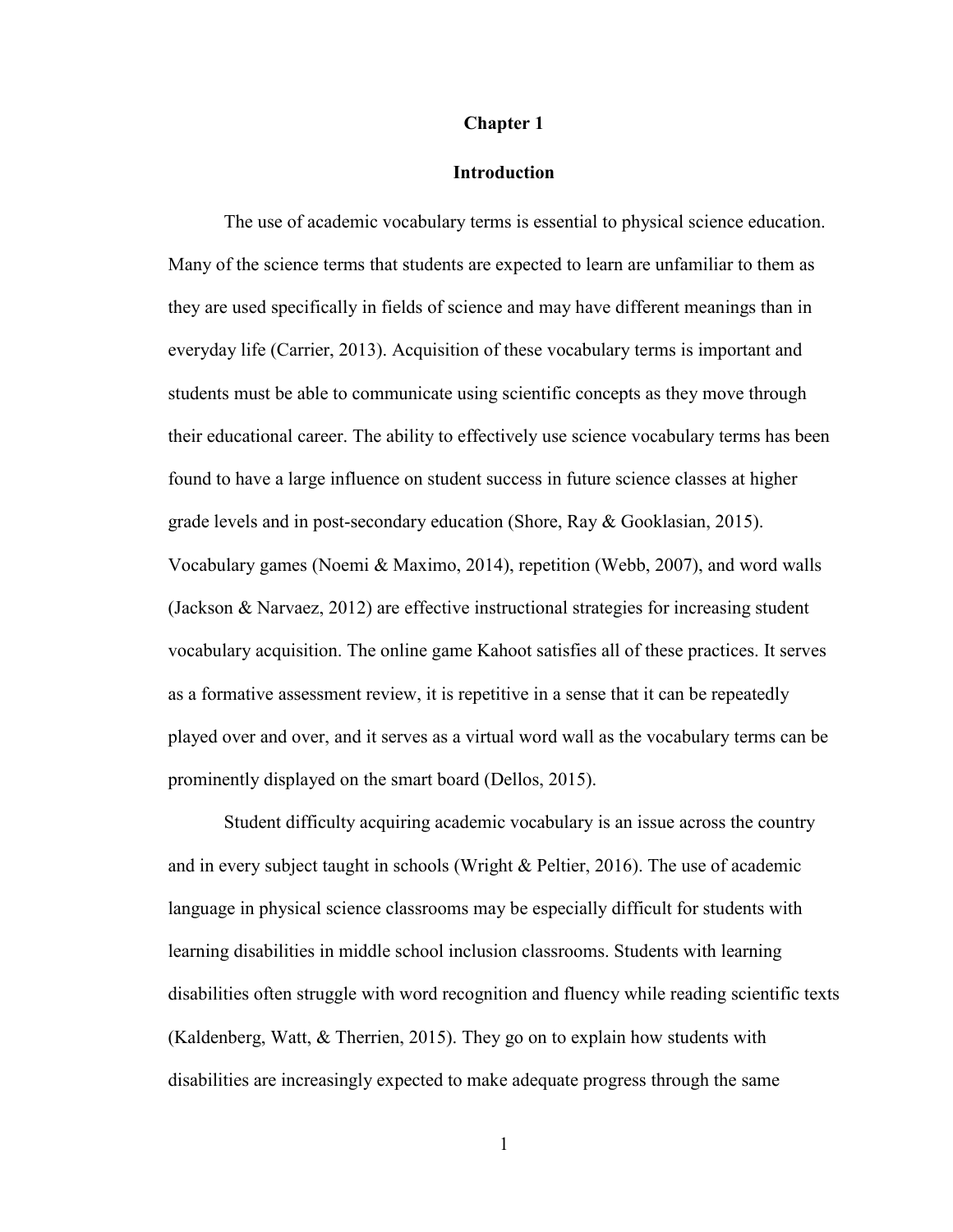# Chapter 1

## Introduction

The use of academic vocabulary terms is essential to physical science education. Many of the science terms that students are expected to learn are unfamiliar to them as they are used specifically in fields of science and may have different meanings than in everyday life (Carrier, 2013). Acquisition of these vocabulary terms is important and students must be able to communicate using scientific concepts as they move through their educational career. The ability to effectively use science vocabulary terms has been found to have a large influence on student success in future science classes at higher grade levels and in post-secondary education (Shore, Ray & Gooklasian, 2015). Vocabulary games (Noemi & Maximo, 2014), repetition (Webb, 2007), and word walls (Jackson & Narvaez, 2012) are effective instructional strategies for increasing student vocabulary acquisition. The online game Kahoot satisfies all of these practices. It serves as a formative assessment review, it is repetitive in a sense that it can be repeatedly played over and over, and it serves as a virtual word wall as the vocabulary terms can be prominently displayed on the smart board (Dellos, 2015).

Student difficulty acquiring academic vocabulary is an issue across the country and in every subject taught in schools (Wright & Peltier, 2016). The use of academic language in physical science classrooms may be especially difficult for students with learning disabilities in middle school inclusion classrooms. Students with learning disabilities often struggle with word recognition and fluency while reading scientific texts (Kaldenberg, Watt, & Therrien, 2015). They go on to explain how students with disabilities are increasingly expected to make adequate progress through the same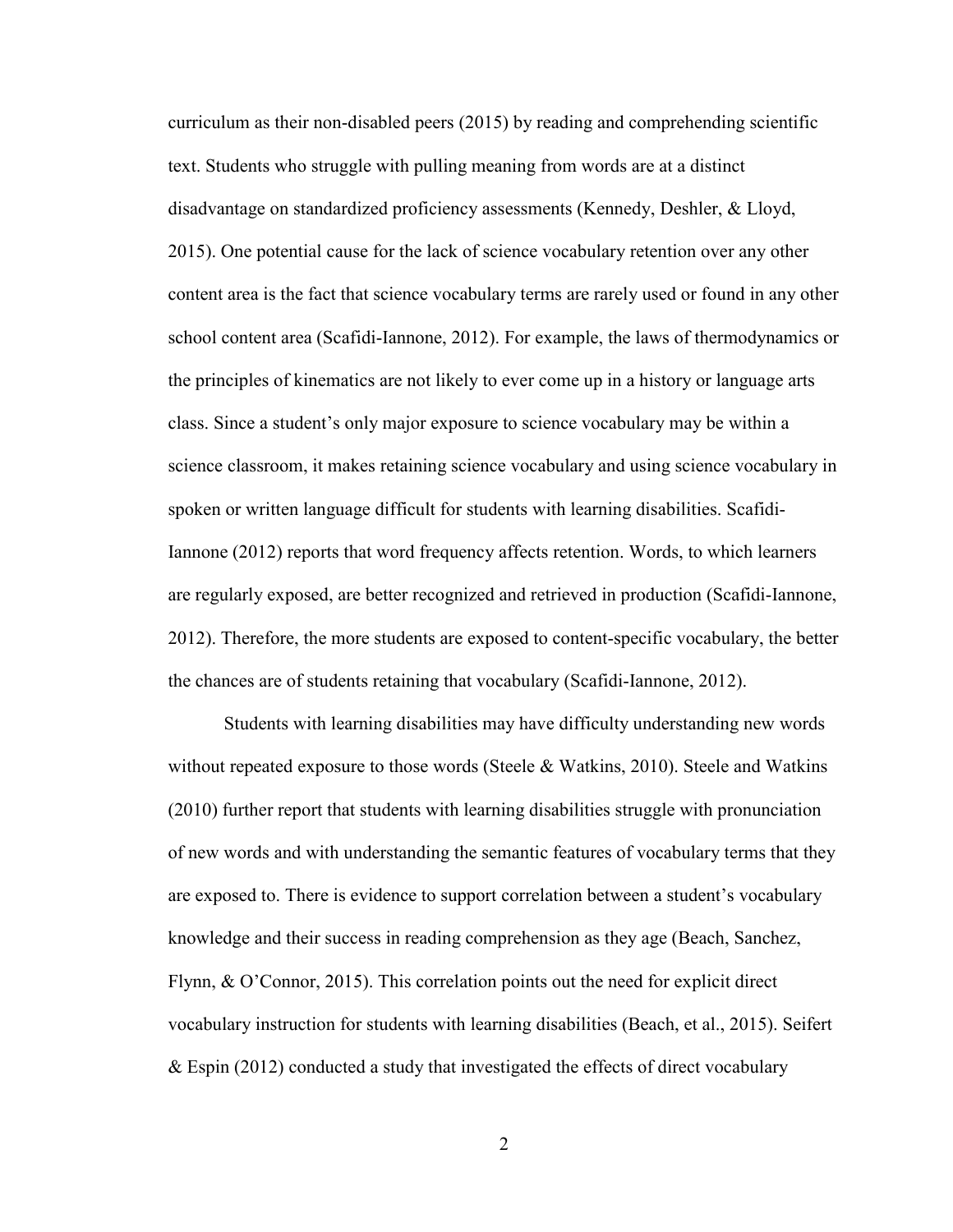curriculum as their non-disabled peers (2015) by reading and comprehending scientific text. Students who struggle with pulling meaning from words are at a distinct disadvantage on standardized proficiency assessments (Kennedy, Deshler, & Lloyd, 2015). One potential cause for the lack of science vocabulary retention over any other content area is the fact that science vocabulary terms are rarely used or found in any other school content area (Scafidi-Iannone, 2012). For example, the laws of thermodynamics or the principles of kinematics are not likely to ever come up in a history or language arts class. Since a student's only major exposure to science vocabulary may be within a science classroom, it makes retaining science vocabulary and using science vocabulary in spoken or written language difficult for students with learning disabilities. Scafidi-Iannone (2012) reports that word frequency affects retention. Words, to which learners are regularly exposed, are better recognized and retrieved in production (Scafidi-Iannone, 2012). Therefore, the more students are exposed to content-specific vocabulary, the better the chances are of students retaining that vocabulary (Scafidi-Iannone, 2012).

Students with learning disabilities may have difficulty understanding new words without repeated exposure to those words (Steele & Watkins, 2010). Steele and Watkins (2010) further report that students with learning disabilities struggle with pronunciation of new words and with understanding the semantic features of vocabulary terms that they are exposed to. There is evidence to support correlation between a student's vocabulary knowledge and their success in reading comprehension as they age (Beach, Sanchez, Flynn, & O'Connor, 2015). This correlation points out the need for explicit direct vocabulary instruction for students with learning disabilities (Beach, et al., 2015). Seifert & Espin (2012) conducted a study that investigated the effects of direct vocabulary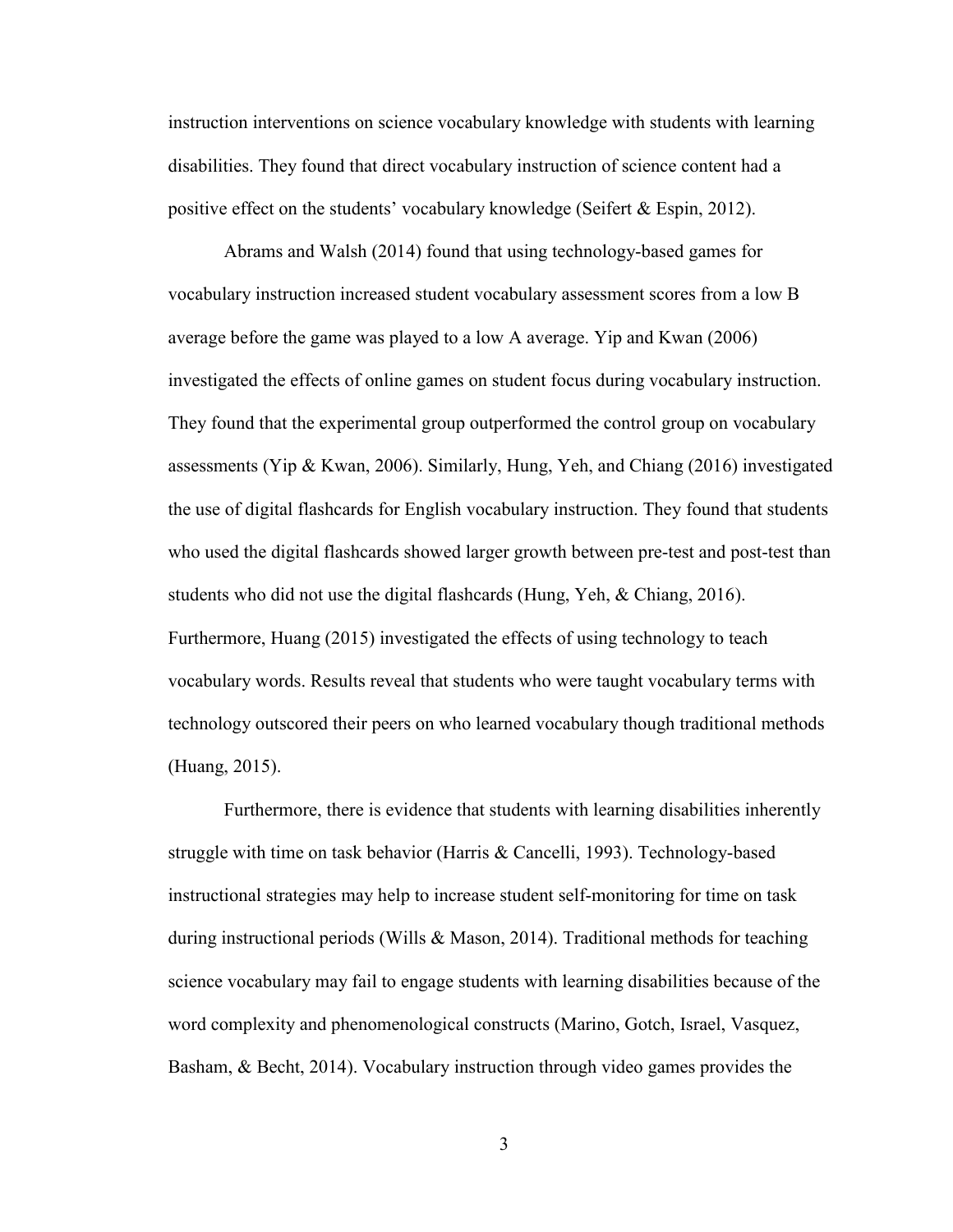instruction interventions on science vocabulary knowledge with students with learning disabilities. They found that direct vocabulary instruction of science content had a positive effect on the students' vocabulary knowledge (Seifert & Espin, 2012).

Abrams and Walsh (2014) found that using technology-based games for vocabulary instruction increased student vocabulary assessment scores from a low B average before the game was played to a low A average. Yip and Kwan (2006) investigated the effects of online games on student focus during vocabulary instruction. They found that the experimental group outperformed the control group on vocabulary assessments (Yip & Kwan, 2006). Similarly, Hung, Yeh, and Chiang (2016) investigated the use of digital flashcards for English vocabulary instruction. They found that students who used the digital flashcards showed larger growth between pre-test and post-test than students who did not use the digital flashcards (Hung, Yeh, & Chiang, 2016). Furthermore, Huang (2015) investigated the effects of using technology to teach vocabulary words. Results reveal that students who were taught vocabulary terms with technology outscored their peers on who learned vocabulary though traditional methods (Huang, 2015).

Furthermore, there is evidence that students with learning disabilities inherently struggle with time on task behavior (Harris & Cancelli, 1993). Technology-based instructional strategies may help to increase student self-monitoring for time on task during instructional periods (Wills & Mason, 2014). Traditional methods for teaching science vocabulary may fail to engage students with learning disabilities because of the word complexity and phenomenological constructs (Marino, Gotch, Israel, Vasquez, Basham, & Becht, 2014). Vocabulary instruction through video games provides the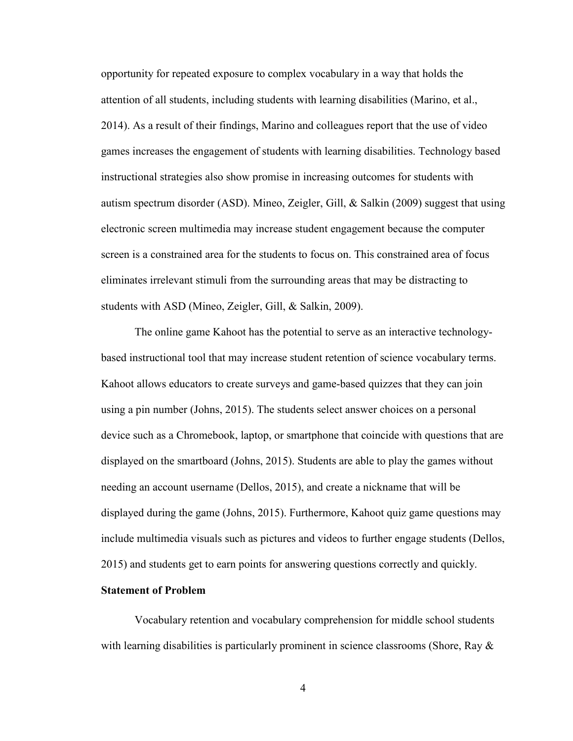opportunity for repeated exposure to complex vocabulary in a way that holds the attention of all students, including students with learning disabilities (Marino, et al., 2014). As a result of their findings, Marino and colleagues report that the use of video games increases the engagement of students with learning disabilities. Technology based instructional strategies also show promise in increasing outcomes for students with autism spectrum disorder (ASD). Mineo, Zeigler, Gill, & Salkin (2009) suggest that using electronic screen multimedia may increase student engagement because the computer screen is a constrained area for the students to focus on. This constrained area of focus eliminates irrelevant stimuli from the surrounding areas that may be distracting to students with ASD (Mineo, Zeigler, Gill, & Salkin, 2009).

The online game Kahoot has the potential to serve as an interactive technology-based instructional tool that may increase student retention of science vocabulary terms. Kahoot allows educators to create surveys and game-based quizzes that they can join using a pin number (Johns, 2015). The students select answer choices on a personal device such as a Chromebook, laptop, or smartphone that coincide with questions that are displayed on the smartboard (Johns, 2015). Students are able to play the games without needing an account username (Dellos, 2015), and create a nickname that will be displayed during the game (Johns, 2015). Furthermore, Kahoot quiz game questions may include multimedia visuals such as pictures and videos to further engage students (Dellos, 2015) and students get to earn points for answering questions correctly and quickly.

**Statement of Problem**

Vocabulary retention and vocabulary comprehension for middle school students with learning disabilities is particularly prominent in science classrooms (Shore, Ray &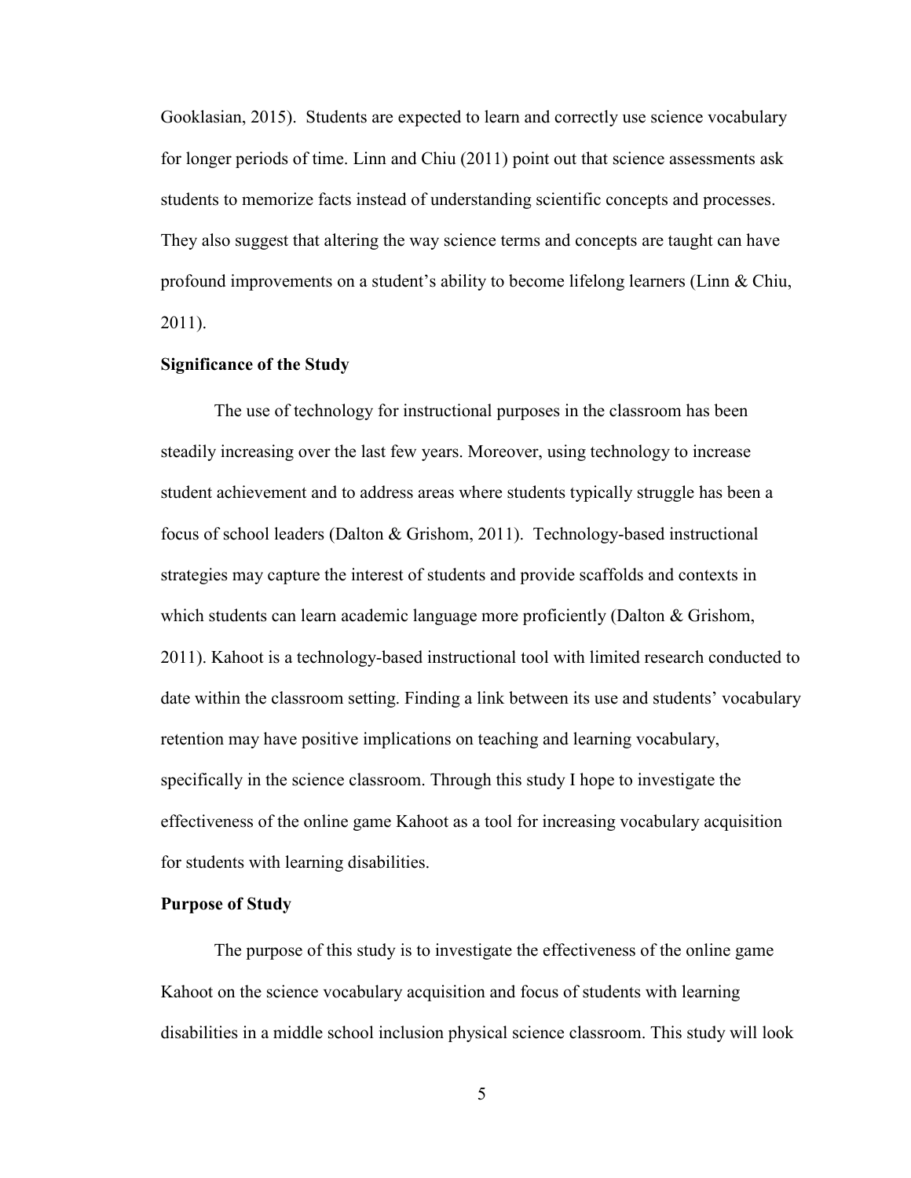Gooklasian, 2015). Students are expected to learn and correctly use science vocabulary for longer periods of time. Linn and Chiu (2011) point out that science assessments ask students to memorize facts instead of understanding scientific concepts and processes. They also suggest that altering the way science terms and concepts are taught can have profound improvements on a student's ability to become lifelong learners (Linn & Chiu, 2011).

**Significance of the Study**

The use of technology for instructional purposes in the classroom has been steadily increasing over the last few years. Moreover, using technology to increase student achievement and to address areas where students typically struggle has been a focus of school leaders (Dalton & Grishom, 2011). Technology-based instructional strategies may capture the interest of students and provide scaffolds and contexts in which students can learn academic language more proficiently (Dalton & Grishom, 2011). Kahoot is a technology-based instructional tool with limited research conducted to date within the classroom setting. Finding a link between its use and students' vocabulary retention may have positive implications on teaching and learning vocabulary, specifically in the science classroom. Through this study I hope to investigate the effectiveness of the online game Kahoot as a tool for increasing vocabulary acquisition for students with learning disabilities.

**Purpose of Study**

The purpose of this study is to investigate the effectiveness of the online game Kahoot on the science vocabulary acquisition and focus of students with learning disabilities in a middle school inclusion physical science classroom. This study will look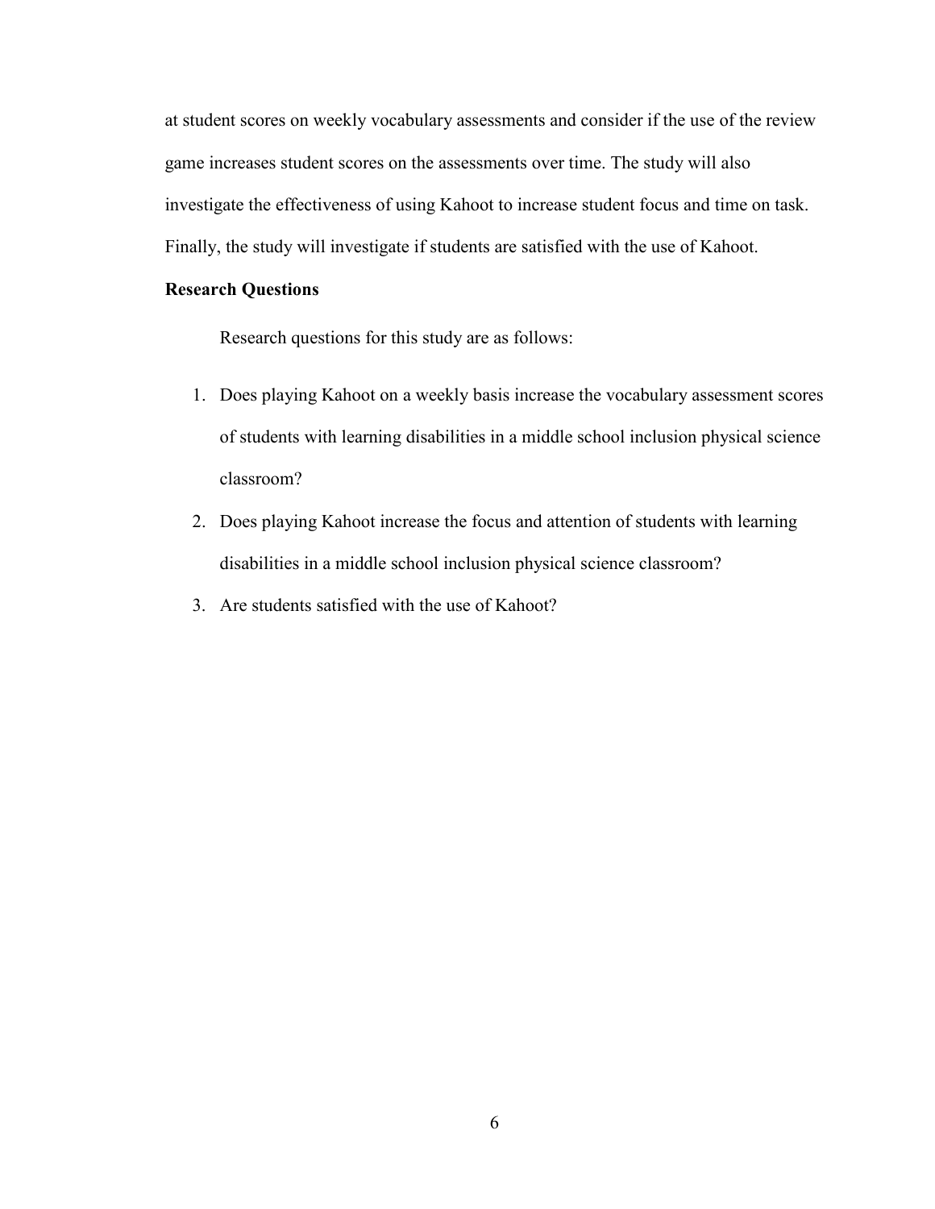at student scores on weekly vocabulary assessments and consider if the use of the review game increases student scores on the assessments over time. The study will also investigate the effectiveness of using Kahoot to increase student focus and time on task. Finally, the study will investigate if students are satisfied with the use of Kahoot.

**Research Questions**

Research questions for this study are as follows:

1. Does playing Kahoot on a weekly basis increase the vocabulary assessment scores of students with learning disabilities in a middle school inclusion physical science classroom?
2. Does playing Kahoot increase the focus and attention of students with learning disabilities in a middle school inclusion physical science classroom?
3. Are students satisfied with the use of Kahoot?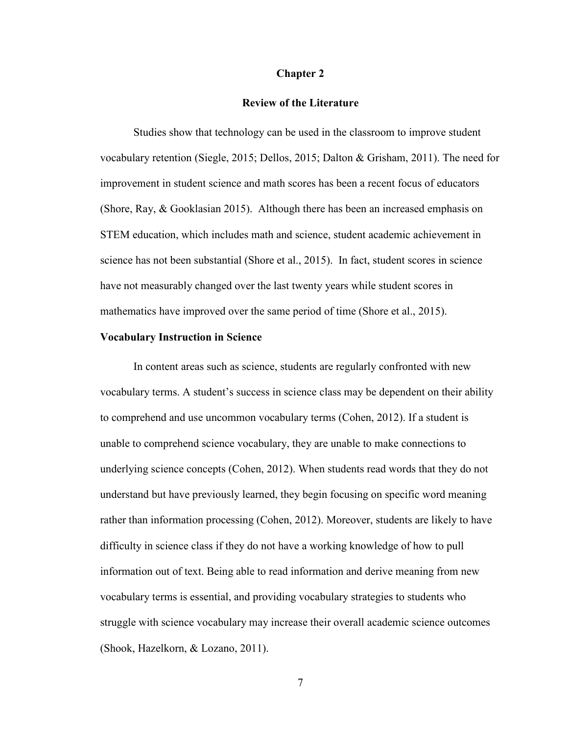# Chapter 2

## Review of the Literature

Studies show that technology can be used in the classroom to improve student vocabulary retention (Siegle, 2015; Dellos, 2015; Dalton & Grisham, 2011). The need for improvement in student science and math scores has been a recent focus of educators (Shore, Ray, & Gooklasian 2015). Although there has been an increased emphasis on STEM education, which includes math and science, student academic achievement in science has not been substantial (Shore et al., 2015). In fact, student scores in science have not measurably changed over the last twenty years while student scores in mathematics have improved over the same period of time (Shore et al., 2015).

### Vocabulary Instruction in Science

In content areas such as science, students are regularly confronted with new vocabulary terms. A student's success in science class may be dependent on their ability to comprehend and use uncommon vocabulary terms (Cohen, 2012). If a student is unable to comprehend science vocabulary, they are unable to make connections to underlying science concepts (Cohen, 2012). When students read words that they do not understand but have previously learned, they begin focusing on specific word meaning rather than information processing (Cohen, 2012). Moreover, students are likely to have difficulty in science class if they do not have a working knowledge of how to pull information out of text. Being able to read information and derive meaning from new vocabulary terms is essential, and providing vocabulary strategies to students who struggle with science vocabulary may increase their overall academic science outcomes (Shook, Hazelkorn, & Lozano, 2011).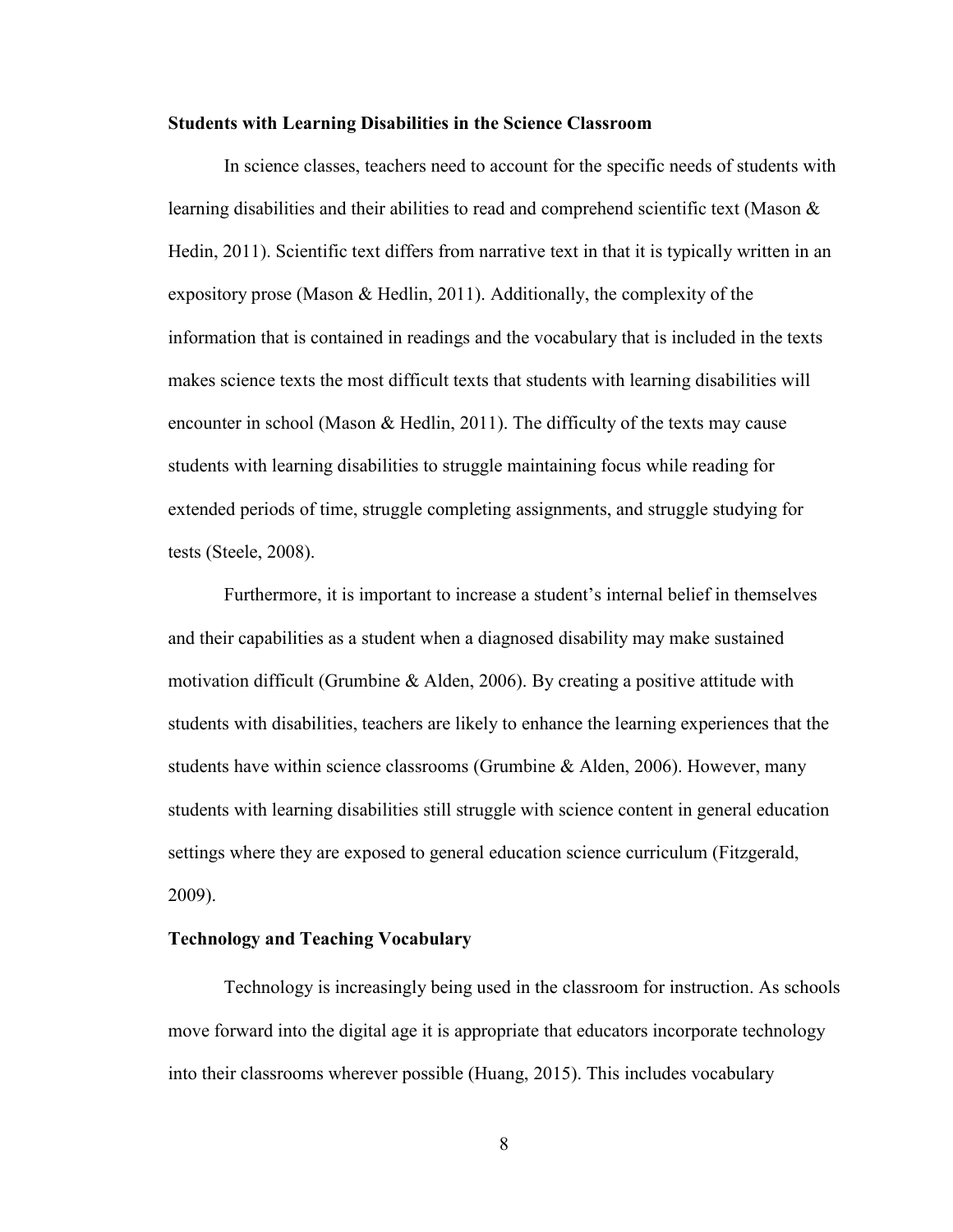**Students with Learning Disabilities in the Science Classroom**

In science classes, teachers need to account for the specific needs of students with learning disabilities and their abilities to read and comprehend scientific text (Mason & Hedin, 2011). Scientific text differs from narrative text in that it is typically written in an expository prose (Mason & Hedlin, 2011). Additionally, the complexity of the information that is contained in readings and the vocabulary that is included in the texts makes science texts the most difficult texts that students with learning disabilities will encounter in school (Mason & Hedlin, 2011). The difficulty of the texts may cause students with learning disabilities to struggle maintaining focus while reading for extended periods of time, struggle completing assignments, and struggle studying for tests (Steele, 2008).

Furthermore, it is important to increase a student's internal belief in themselves and their capabilities as a student when a diagnosed disability may make sustained motivation difficult (Grumbine & Alden, 2006). By creating a positive attitude with students with disabilities, teachers are likely to enhance the learning experiences that the students have within science classrooms (Grumbine & Alden, 2006). However, many students with learning disabilities still struggle with science content in general education settings where they are exposed to general education science curriculum (Fitzgerald, 2009).

**Technology and Teaching Vocabulary**

Technology is increasingly being used in the classroom for instruction. As schools move forward into the digital age it is appropriate that educators incorporate technology into their classrooms wherever possible (Huang, 2015). This includes vocabulary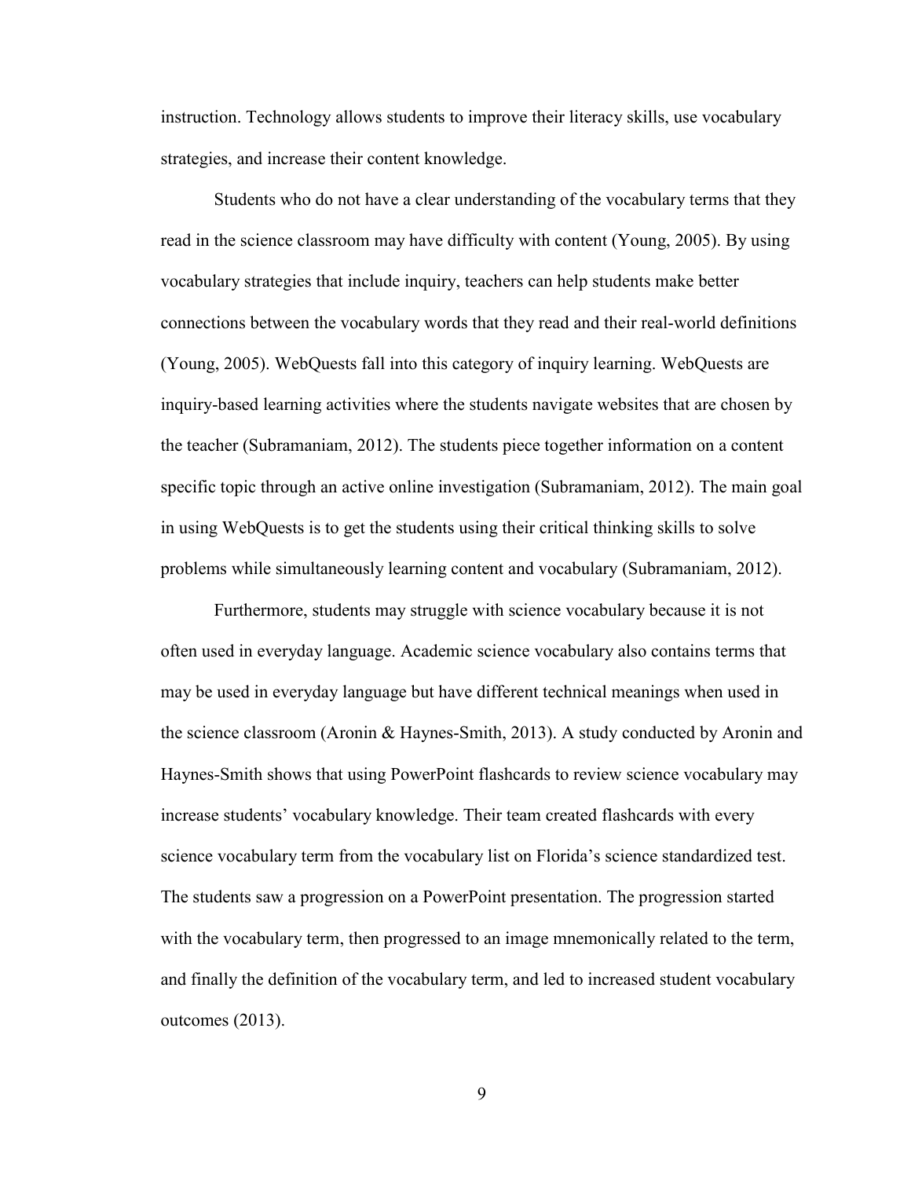instruction. Technology allows students to improve their literacy skills, use vocabulary strategies, and increase their content knowledge.

Students who do not have a clear understanding of the vocabulary terms that they read in the science classroom may have difficulty with content (Young, 2005). By using vocabulary strategies that include inquiry, teachers can help students make better connections between the vocabulary words that they read and their real-world definitions (Young, 2005). WebQuests fall into this category of inquiry learning. WebQuests are inquiry-based learning activities where the students navigate websites that are chosen by the teacher (Subramaniam, 2012). The students piece together information on a content specific topic through an active online investigation (Subramaniam, 2012). The main goal in using WebQuests is to get the students using their critical thinking skills to solve problems while simultaneously learning content and vocabulary (Subramaniam, 2012).

Furthermore, students may struggle with science vocabulary because it is not often used in everyday language. Academic science vocabulary also contains terms that may be used in everyday language but have different technical meanings when used in the science classroom (Aronin & Haynes-Smith, 2013). A study conducted by Aronin and Haynes-Smith shows that using PowerPoint flashcards to review science vocabulary may increase students' vocabulary knowledge. Their team created flashcards with every science vocabulary term from the vocabulary list on Florida's science standardized test. The students saw a progression on a PowerPoint presentation. The progression started with the vocabulary term, then progressed to an image mnemonically related to the term, and finally the definition of the vocabulary term, and led to increased student vocabulary outcomes (2013).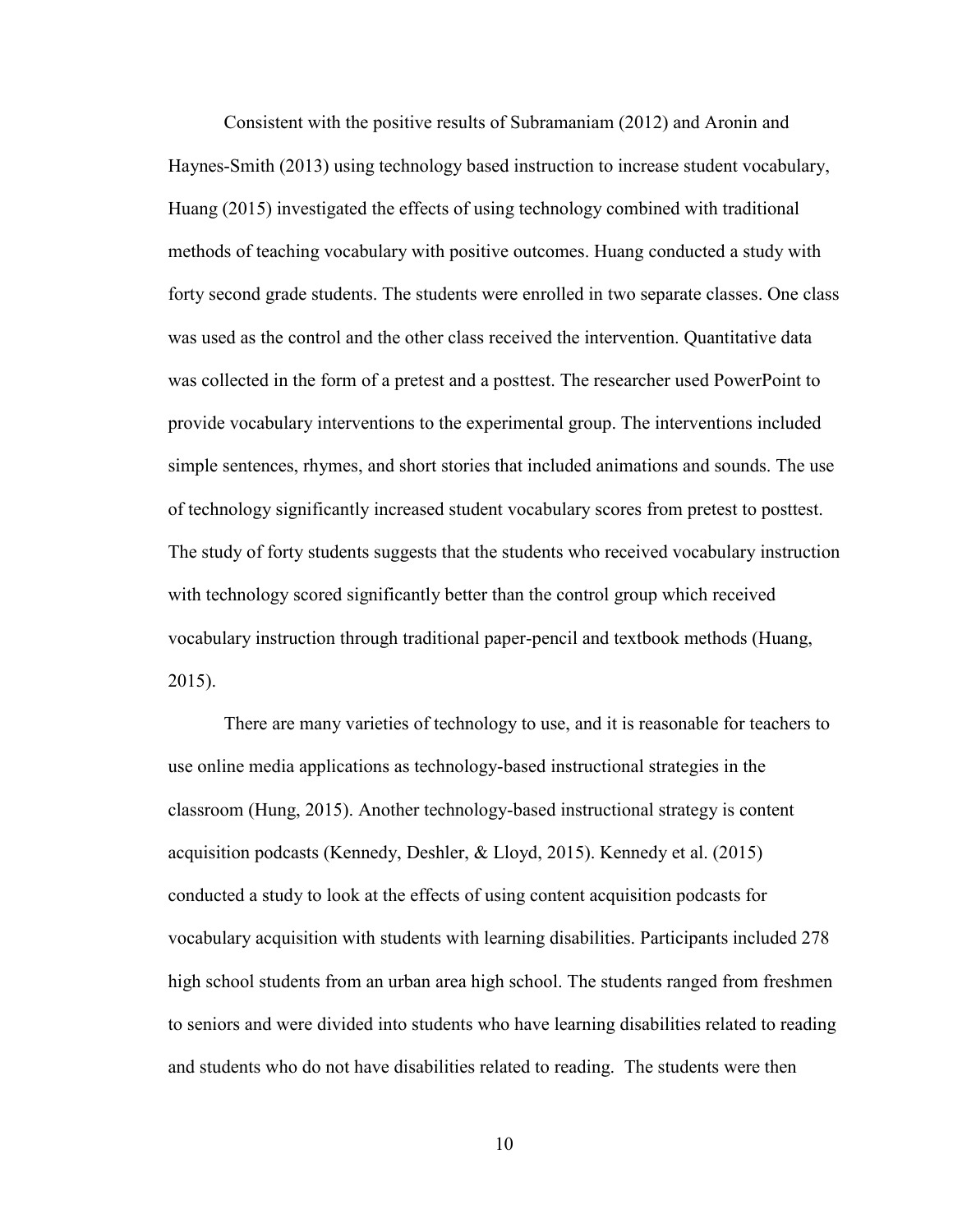Consistent with the positive results of Subramaniam (2012) and Aronin and Haynes-Smith (2013) using technology based instruction to increase student vocabulary, Huang (2015) investigated the effects of using technology combined with traditional methods of teaching vocabulary with positive outcomes. Huang conducted a study with forty second grade students. The students were enrolled in two separate classes. One class was used as the control and the other class received the intervention. Quantitative data was collected in the form of a pretest and a posttest. The researcher used PowerPoint to provide vocabulary interventions to the experimental group. The interventions included simple sentences, rhymes, and short stories that included animations and sounds. The use of technology significantly increased student vocabulary scores from pretest to posttest. The study of forty students suggests that the students who received vocabulary instruction with technology scored significantly better than the control group which received vocabulary instruction through traditional paper-pencil and textbook methods (Huang, 2015).

There are many varieties of technology to use, and it is reasonable for teachers to use online media applications as technology-based instructional strategies in the classroom (Hung, 2015). Another technology-based instructional strategy is content acquisition podcasts (Kennedy, Deshler, & Lloyd, 2015). Kennedy et al. (2015) conducted a study to look at the effects of using content acquisition podcasts for vocabulary acquisition with students with learning disabilities. Participants included 278 high school students from an urban area high school. The students ranged from freshmen to seniors and were divided into students who have learning disabilities related to reading and students who do not have disabilities related to reading. The students were then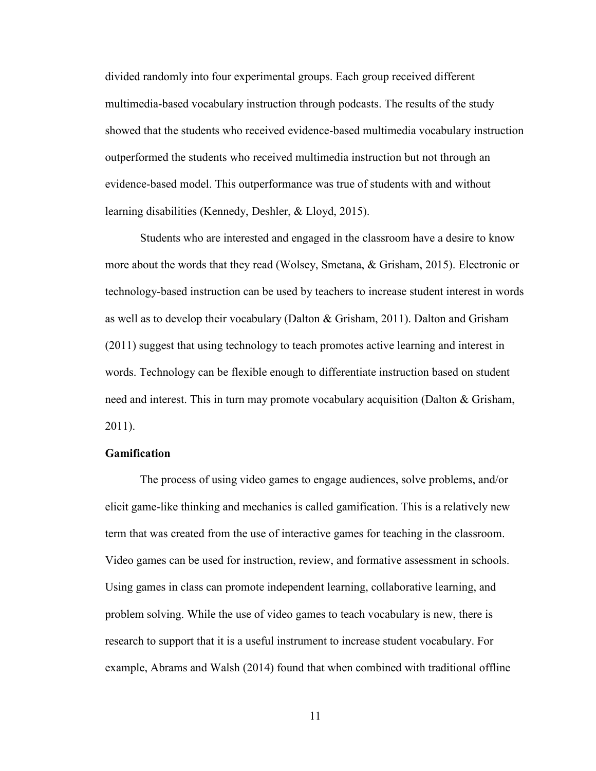divided randomly into four experimental groups. Each group received different multimedia-based vocabulary instruction through podcasts. The results of the study showed that the students who received evidence-based multimedia vocabulary instruction outperformed the students who received multimedia instruction but not through an evidence-based model. This outperformance was true of students with and without learning disabilities (Kennedy, Deshler, & Lloyd, 2015).

Students who are interested and engaged in the classroom have a desire to know more about the words that they read (Wolsey, Smetana, & Grisham, 2015). Electronic or technology-based instruction can be used by teachers to increase student interest in words as well as to develop their vocabulary (Dalton & Grisham, 2011). Dalton and Grisham (2011) suggest that using technology to teach promotes active learning and interest in words. Technology can be flexible enough to differentiate instruction based on student need and interest. This in turn may promote vocabulary acquisition (Dalton & Grisham, 2011).

**Gamification**

The process of using video games to engage audiences, solve problems, and/or elicit game-like thinking and mechanics is called gamification. This is a relatively new term that was created from the use of interactive games for teaching in the classroom. Video games can be used for instruction, review, and formative assessment in schools. Using games in class can promote independent learning, collaborative learning, and problem solving. While the use of video games to teach vocabulary is new, there is research to support that it is a useful instrument to increase student vocabulary. For example, Abrams and Walsh (2014) found that when combined with traditional offline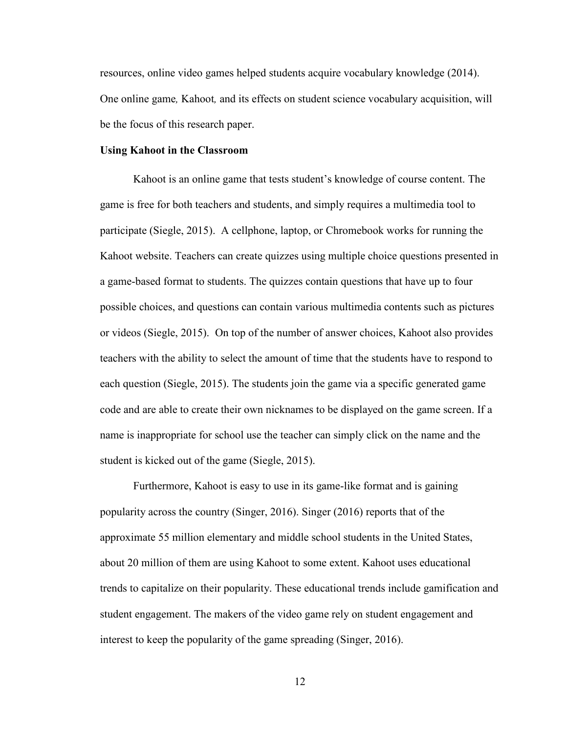resources, online video games helped students acquire vocabulary knowledge (2014). One online game*, Kahoot,* and its effects on student science vocabulary acquisition, will be the focus of this research paper.

**Using Kahoot in the Classroom**

Kahoot is an online game that tests student's knowledge of course content. The game is free for both teachers and students, and simply requires a multimedia tool to participate (Siegle, 2015). A cellphone, laptop, or Chromebook works for running the Kahoot website. Teachers can create quizzes using multiple choice questions presented in a game-based format to students. The quizzes contain questions that have up to four possible choices, and questions can contain various multimedia contents such as pictures or videos (Siegle, 2015). On top of the number of answer choices, Kahoot also provides teachers with the ability to select the amount of time that the students have to respond to each question (Siegle, 2015). The students join the game via a specific generated game code and are able to create their own nicknames to be displayed on the game screen. If a name is inappropriate for school use the teacher can simply click on the name and the student is kicked out of the game (Siegle, 2015).

Furthermore, Kahoot is easy to use in its game-like format and is gaining popularity across the country (Singer, 2016). Singer (2016) reports that of the approximate 55 million elementary and middle school students in the United States, about 20 million of them are using Kahoot to some extent. Kahoot uses educational trends to capitalize on their popularity. These educational trends include gamification and student engagement. The makers of the video game rely on student engagement and interest to keep the popularity of the game spreading (Singer, 2016).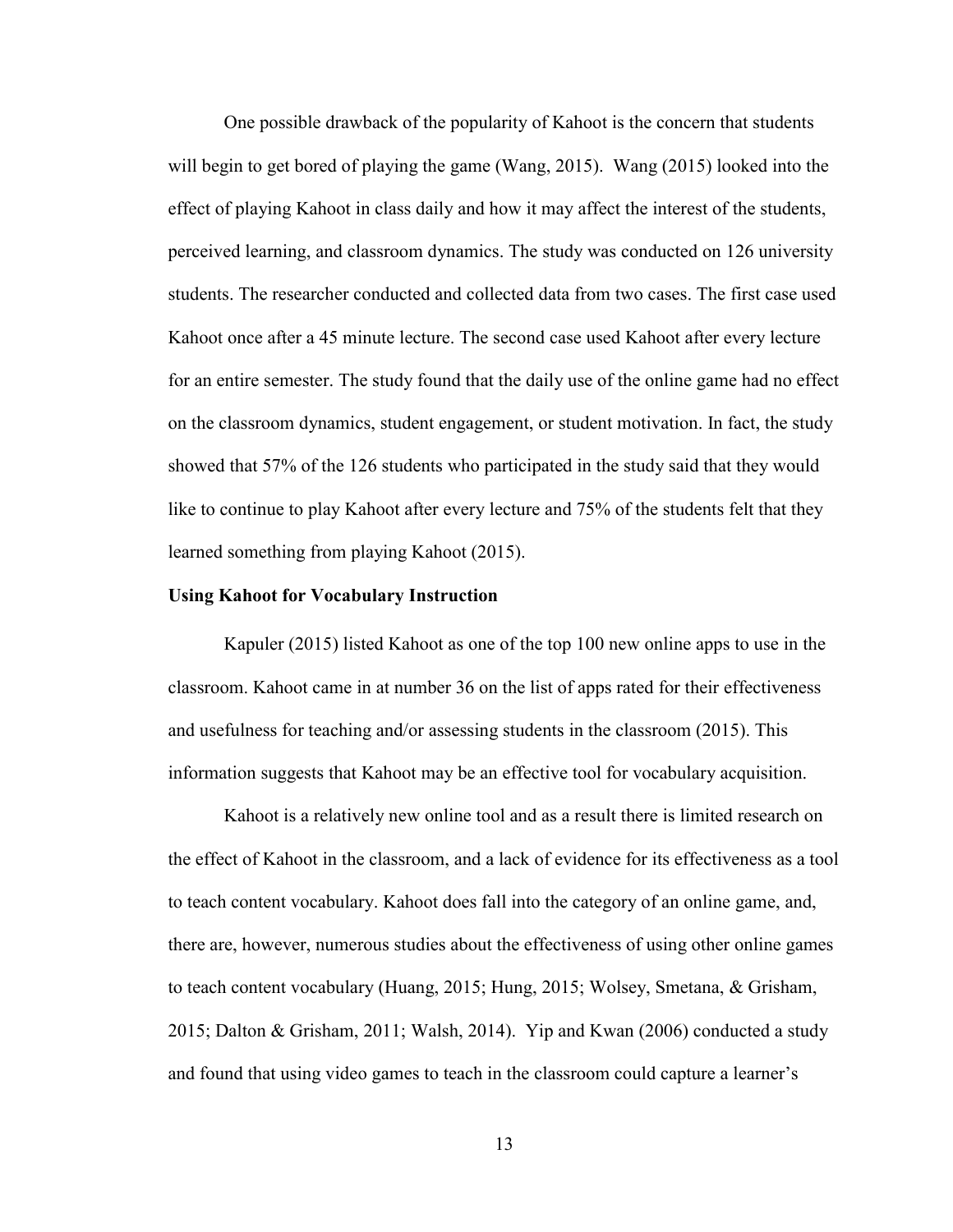One possible drawback of the popularity of Kahoot is the concern that students will begin to get bored of playing the game (Wang, 2015). Wang (2015) looked into the effect of playing Kahoot in class daily and how it may affect the interest of the students, perceived learning, and classroom dynamics. The study was conducted on 126 university students. The researcher conducted and collected data from two cases. The first case used Kahoot once after a 45 minute lecture. The second case used Kahoot after every lecture for an entire semester. The study found that the daily use of the online game had no effect on the classroom dynamics, student engagement, or student motivation. In fact, the study showed that 57% of the 126 students who participated in the study said that they would like to continue to play Kahoot after every lecture and 75% of the students felt that they learned something from playing Kahoot (2015).

**Using Kahoot for Vocabulary Instruction**

Kapuler (2015) listed Kahoot as one of the top 100 new online apps to use in the classroom. Kahoot came in at number 36 on the list of apps rated for their effectiveness and usefulness for teaching and/or assessing students in the classroom (2015). This information suggests that Kahoot may be an effective tool for vocabulary acquisition.

Kahoot is a relatively new online tool and as a result there is limited research on the effect of Kahoot in the classroom, and a lack of evidence for its effectiveness as a tool to teach content vocabulary. Kahoot does fall into the category of an online game, and, there are, however, numerous studies about the effectiveness of using other online games to teach content vocabulary (Huang, 2015; Hung, 2015; Wolsey, Smetana, & Grisham, 2015; Dalton & Grisham, 2011; Walsh, 2014). Yip and Kwan (2006) conducted a study and found that using video games to teach in the classroom could capture a learner's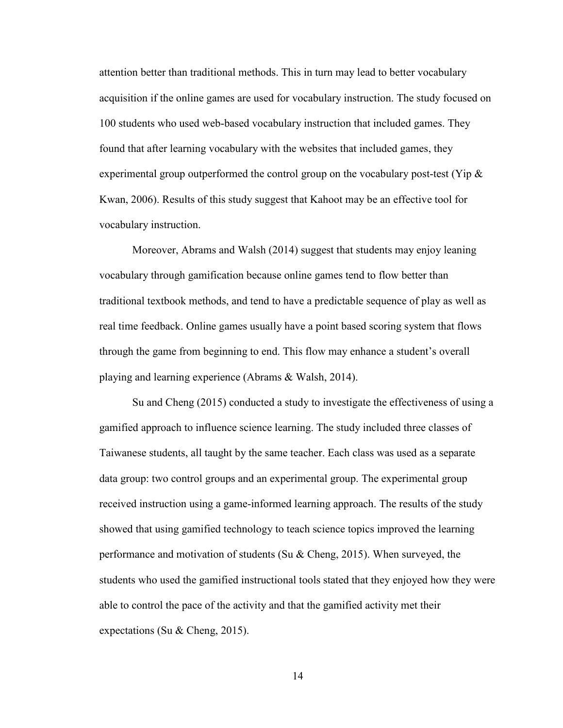attention better than traditional methods. This in turn may lead to better vocabulary acquisition if the online games are used for vocabulary instruction. The study focused on 100 students who used web-based vocabulary instruction that included games. They found that after learning vocabulary with the websites that included games, they experimental group outperformed the control group on the vocabulary post-test (Yip & Kwan, 2006). Results of this study suggest that Kahoot may be an effective tool for vocabulary instruction.

Moreover, Abrams and Walsh (2014) suggest that students may enjoy leaning vocabulary through gamification because online games tend to flow better than traditional textbook methods, and tend to have a predictable sequence of play as well as real time feedback. Online games usually have a point based scoring system that flows through the game from beginning to end. This flow may enhance a student's overall playing and learning experience (Abrams & Walsh, 2014).

Su and Cheng (2015) conducted a study to investigate the effectiveness of using a gamified approach to influence science learning. The study included three classes of Taiwanese students, all taught by the same teacher. Each class was used as a separate data group: two control groups and an experimental group. The experimental group received instruction using a game-informed learning approach. The results of the study showed that using gamified technology to teach science topics improved the learning performance and motivation of students (Su & Cheng, 2015). When surveyed, the students who used the gamified instructional tools stated that they enjoyed how they were able to control the pace of the activity and that the gamified activity met their expectations (Su & Cheng, 2015).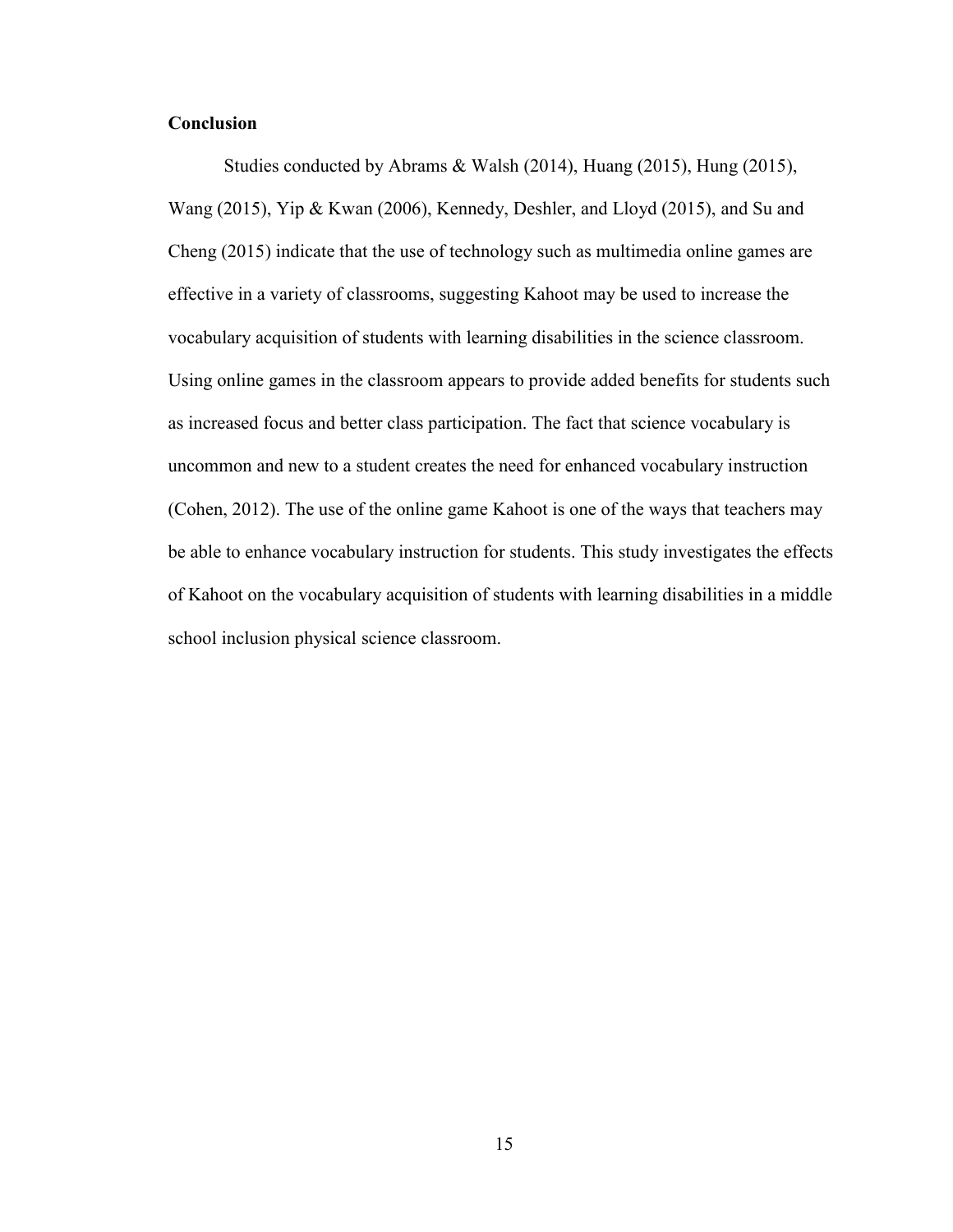## Conclusion

Studies conducted by Abrams & Walsh (2014), Huang (2015), Hung (2015), Wang (2015), Yip & Kwan (2006), Kennedy, Deshler, and Lloyd (2015), and Su and Cheng (2015) indicate that the use of technology such as multimedia online games are effective in a variety of classrooms, suggesting Kahoot may be used to increase the vocabulary acquisition of students with learning disabilities in the science classroom. Using online games in the classroom appears to provide added benefits for students such as increased focus and better class participation. The fact that science vocabulary is uncommon and new to a student creates the need for enhanced vocabulary instruction (Cohen, 2012). The use of the online game Kahoot is one of the ways that teachers may be able to enhance vocabulary instruction for students. This study investigates the effects of Kahoot on the vocabulary acquisition of students with learning disabilities in a middle school inclusion physical science classroom.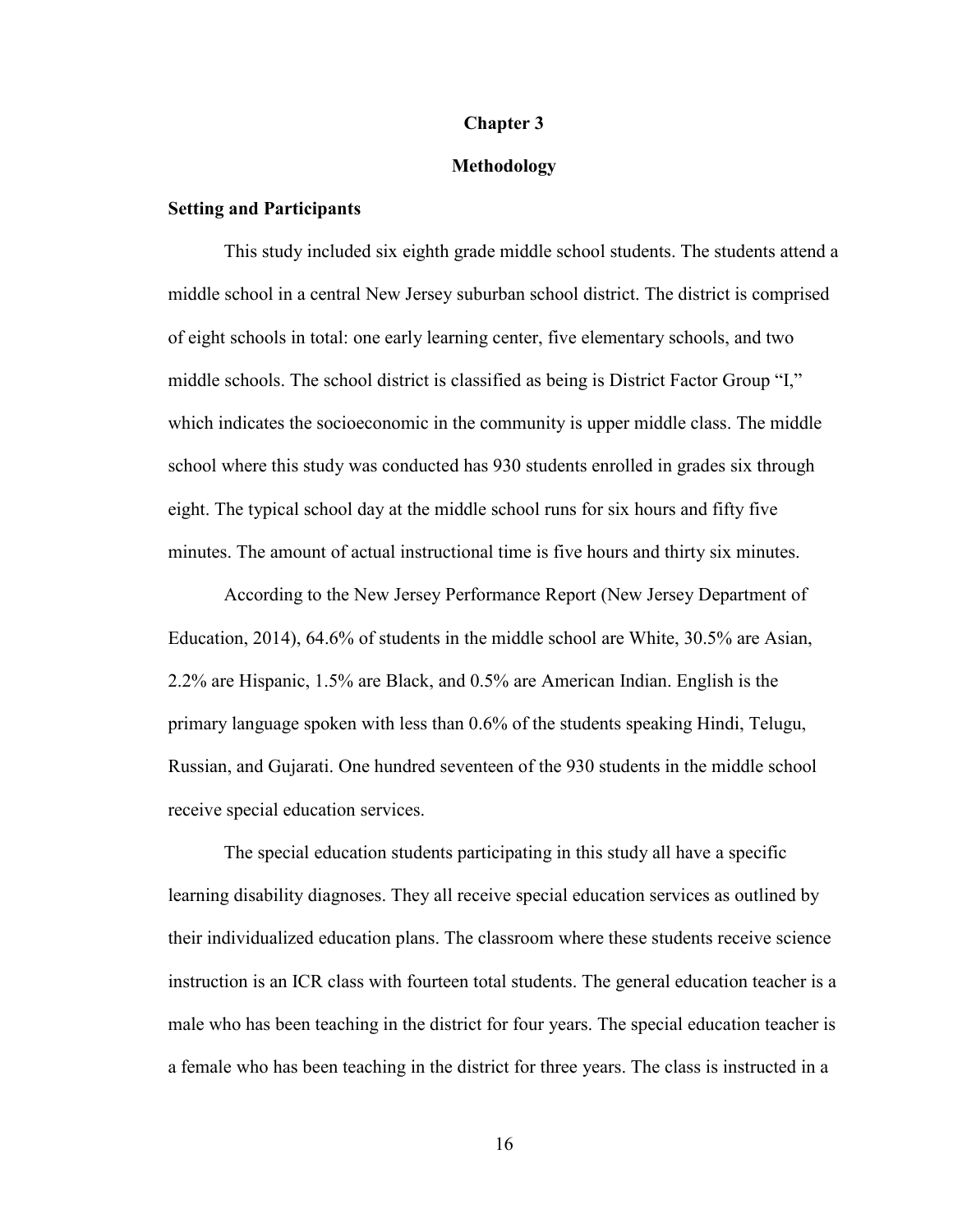# Chapter 3

# Methodology

### Setting and Participants

This study included six eighth grade middle school students. The students attend a middle school in a central New Jersey suburban school district. The district is comprised of eight schools in total: one early learning center, five elementary schools, and two middle schools. The school district is classified as being is District Factor Group "I," which indicates the socioeconomic in the community is upper middle class. The middle school where this study was conducted has 930 students enrolled in grades six through eight. The typical school day at the middle school runs for six hours and fifty five minutes. The amount of actual instructional time is five hours and thirty six minutes.

According to the New Jersey Performance Report (New Jersey Department of Education, 2014), 64.6% of students in the middle school are White, 30.5% are Asian, 2.2% are Hispanic, 1.5% are Black, and 0.5% are American Indian. English is the primary language spoken with less than 0.6% of the students speaking Hindi, Telugu, Russian, and Gujarati. One hundred seventeen of the 930 students in the middle school receive special education services.

The special education students participating in this study all have a specific learning disability diagnoses. They all receive special education services as outlined by their individualized education plans. The classroom where these students receive science instruction is an ICR class with fourteen total students. The general education teacher is a male who has been teaching in the district for four years. The special education teacher is a female who has been teaching in the district for three years. The class is instructed in a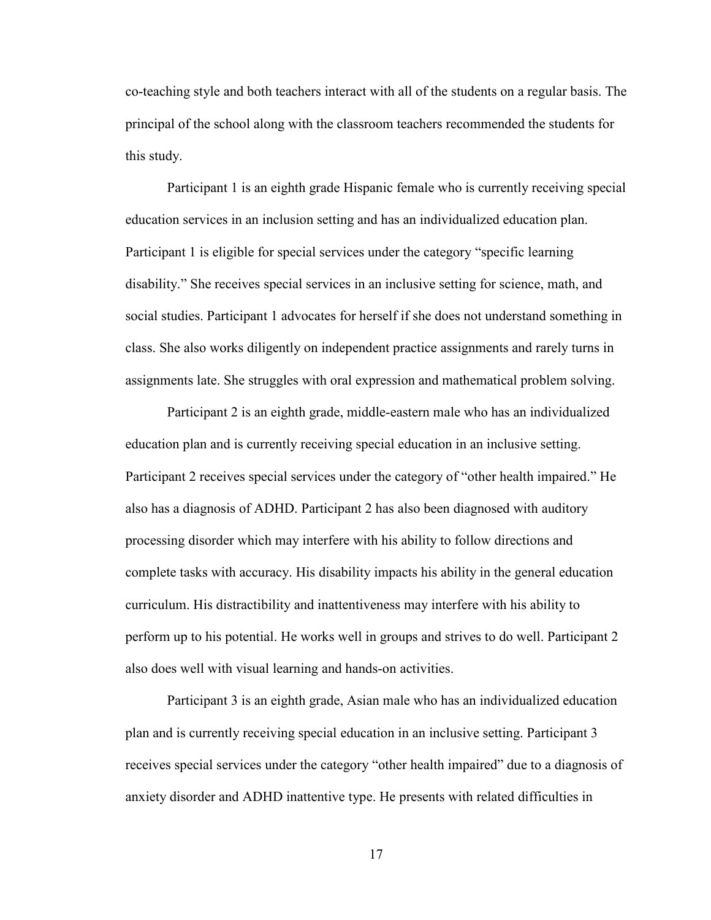co-teaching style and both teachers interact with all of the students on a regular basis. The principal of the school along with the classroom teachers recommended the students for this study.

Participant 1 is an eighth grade Hispanic female who is currently receiving special education services in an inclusion setting and has an individualized education plan. Participant 1 is eligible for special services under the category "specific learning disability." She receives special services in an inclusive setting for science, math, and social studies. Participant 1 advocates for herself if she does not understand something in class. She also works diligently on independent practice assignments and rarely turns in assignments late. She struggles with oral expression and mathematical problem solving.

Participant 2 is an eighth grade, middle-eastern male who has an individualized education plan and is currently receiving special education in an inclusive setting. Participant 2 receives special services under the category of "other health impaired." He also has a diagnosis of ADHD. Participant 2 has also been diagnosed with auditory processing disorder which may interfere with his ability to follow directions and complete tasks with accuracy. His disability impacts his ability in the general education curriculum. His distractibility and inattentiveness may interfere with his ability to perform up to his potential. He works well in groups and strives to do well. Participant 2 also does well with visual learning and hands-on activities.

Participant 3 is an eighth grade, Asian male who has an individualized education plan and is currently receiving special education in an inclusive setting. Participant 3 receives special services under the category "other health impaired" due to a diagnosis of anxiety disorder and ADHD inattentive type. He presents with related difficulties in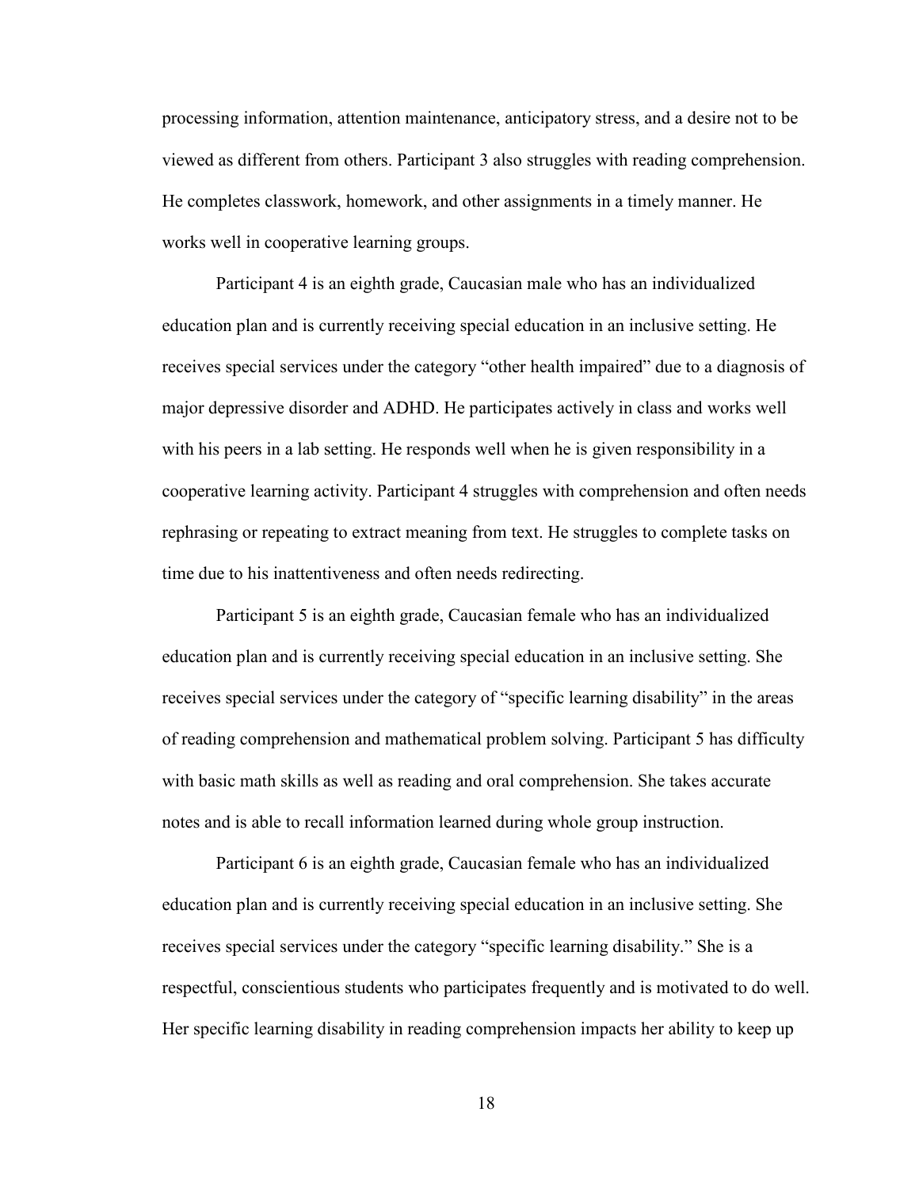processing information, attention maintenance, anticipatory stress, and a desire not to be viewed as different from others. Participant 3 also struggles with reading comprehension. He completes classwork, homework, and other assignments in a timely manner. He works well in cooperative learning groups.

Participant 4 is an eighth grade, Caucasian male who has an individualized education plan and is currently receiving special education in an inclusive setting. He receives special services under the category "other health impaired" due to a diagnosis of major depressive disorder and ADHD. He participates actively in class and works well with his peers in a lab setting. He responds well when he is given responsibility in a cooperative learning activity. Participant 4 struggles with comprehension and often needs rephrasing or repeating to extract meaning from text. He struggles to complete tasks on time due to his inattentiveness and often needs redirecting.

Participant 5 is an eighth grade, Caucasian female who has an individualized education plan and is currently receiving special education in an inclusive setting. She receives special services under the category of "specific learning disability" in the areas of reading comprehension and mathematical problem solving. Participant 5 has difficulty with basic math skills as well as reading and oral comprehension. She takes accurate notes and is able to recall information learned during whole group instruction.

Participant 6 is an eighth grade, Caucasian female who has an individualized education plan and is currently receiving special education in an inclusive setting. She receives special services under the category "specific learning disability." She is a respectful, conscientious students who participates frequently and is motivated to do well. Her specific learning disability in reading comprehension impacts her ability to keep up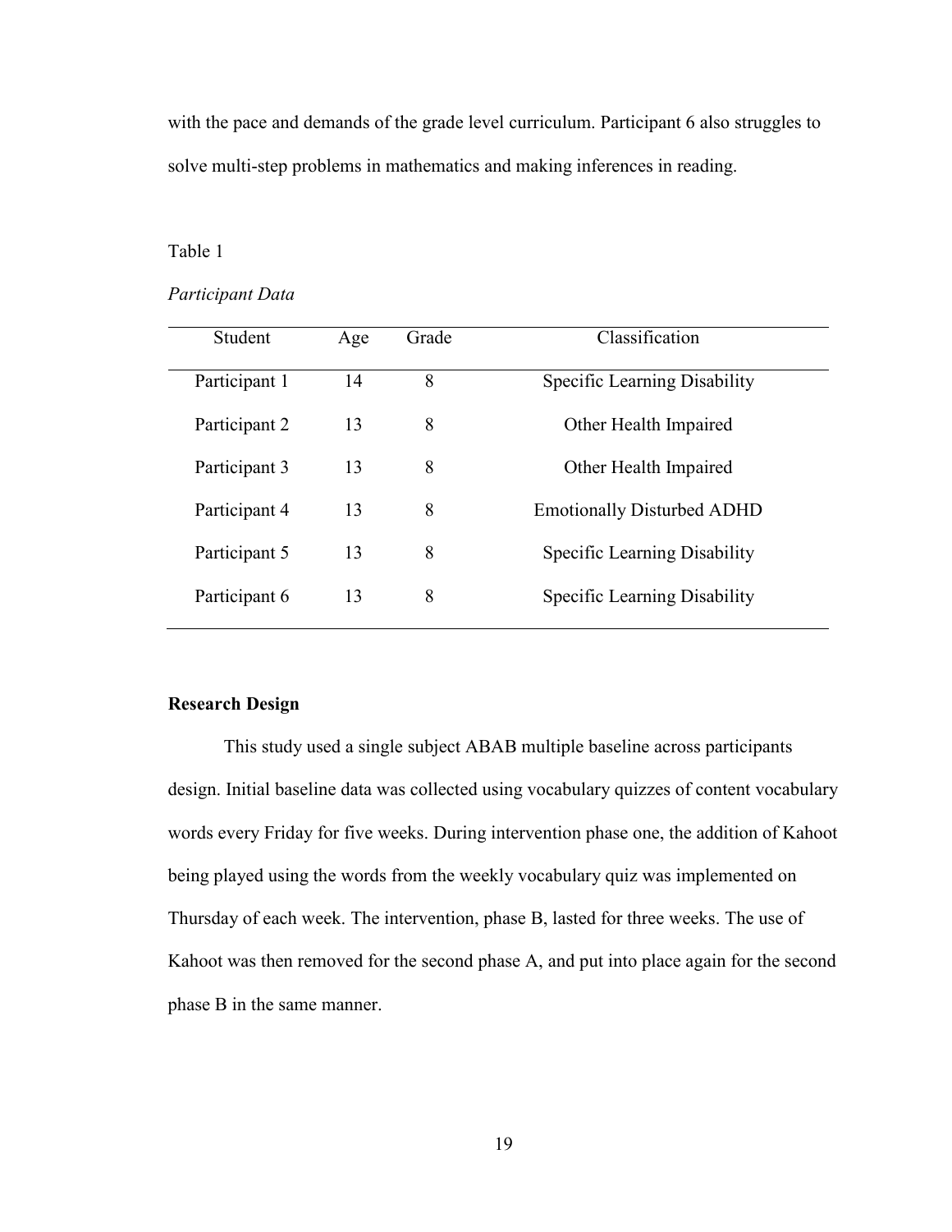with the pace and demands of the grade level curriculum. Participant 6 also struggles to solve multi-step problems in mathematics and making inferences in reading.

Table 1

*Participant Data*

| Student | Age | Grade | Classification |
|---|---|---|---|
| Participant 1 | 14 | 8 | Specific Learning Disability |
| Participant 2 | 13 | 8 | Other Health Impaired |
| Participant 3 | 13 | 8 | Other Health Impaired |
| Participant 4 | 13 | 8 | Emotionally Disturbed ADHD |
| Participant 5 | 13 | 8 | Specific Learning Disability |
| Participant 6 | 13 | 8 | Specific Learning Disability |

**Research Design**

This study used a single subject ABAB multiple baseline across participants design. Initial baseline data was collected using vocabulary quizzes of content vocabulary words every Friday for five weeks. During intervention phase one, the addition of Kahoot being played using the words from the weekly vocabulary quiz was implemented on Thursday of each week. The intervention, phase B, lasted for three weeks. The use of Kahoot was then removed for the second phase A, and put into place again for the second phase B in the same manner.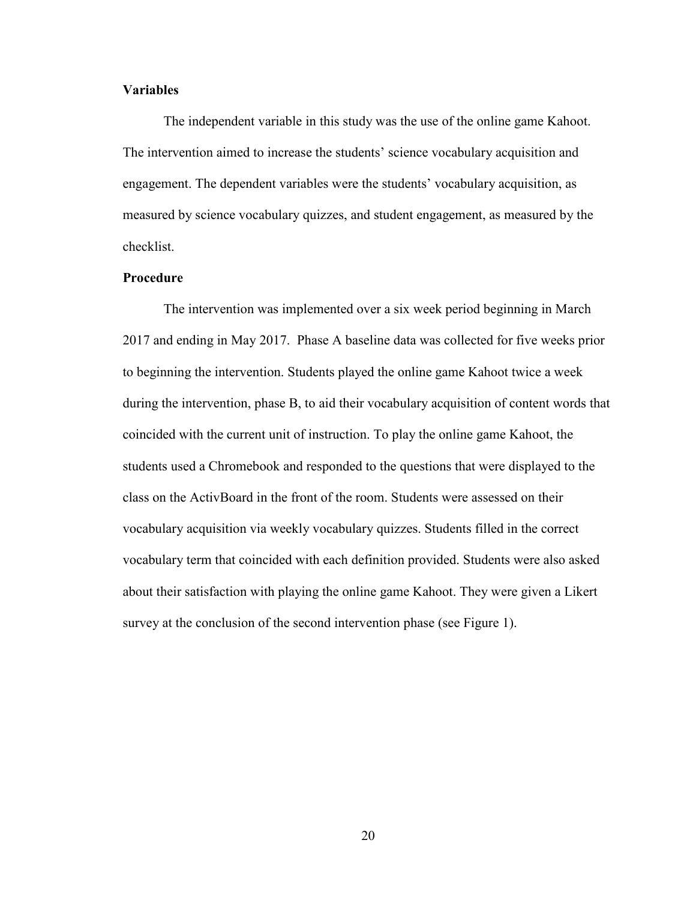**Variables**

The independent variable in this study was the use of the online game Kahoot. The intervention aimed to increase the students' science vocabulary acquisition and engagement. The dependent variables were the students' vocabulary acquisition, as measured by science vocabulary quizzes, and student engagement, as measured by the checklist.

**Procedure**

The intervention was implemented over a six week period beginning in March 2017 and ending in May 2017. Phase A baseline data was collected for five weeks prior to beginning the intervention. Students played the online game Kahoot twice a week during the intervention, phase B, to aid their vocabulary acquisition of content words that coincided with the current unit of instruction. To play the online game Kahoot, the students used a Chromebook and responded to the questions that were displayed to the class on the ActivBoard in the front of the room. Students were assessed on their vocabulary acquisition via weekly vocabulary quizzes. Students filled in the correct vocabulary term that coincided with each definition provided. Students were also asked about their satisfaction with playing the online game Kahoot. They were given a Likert survey at the conclusion of the second intervention phase (see Figure 1).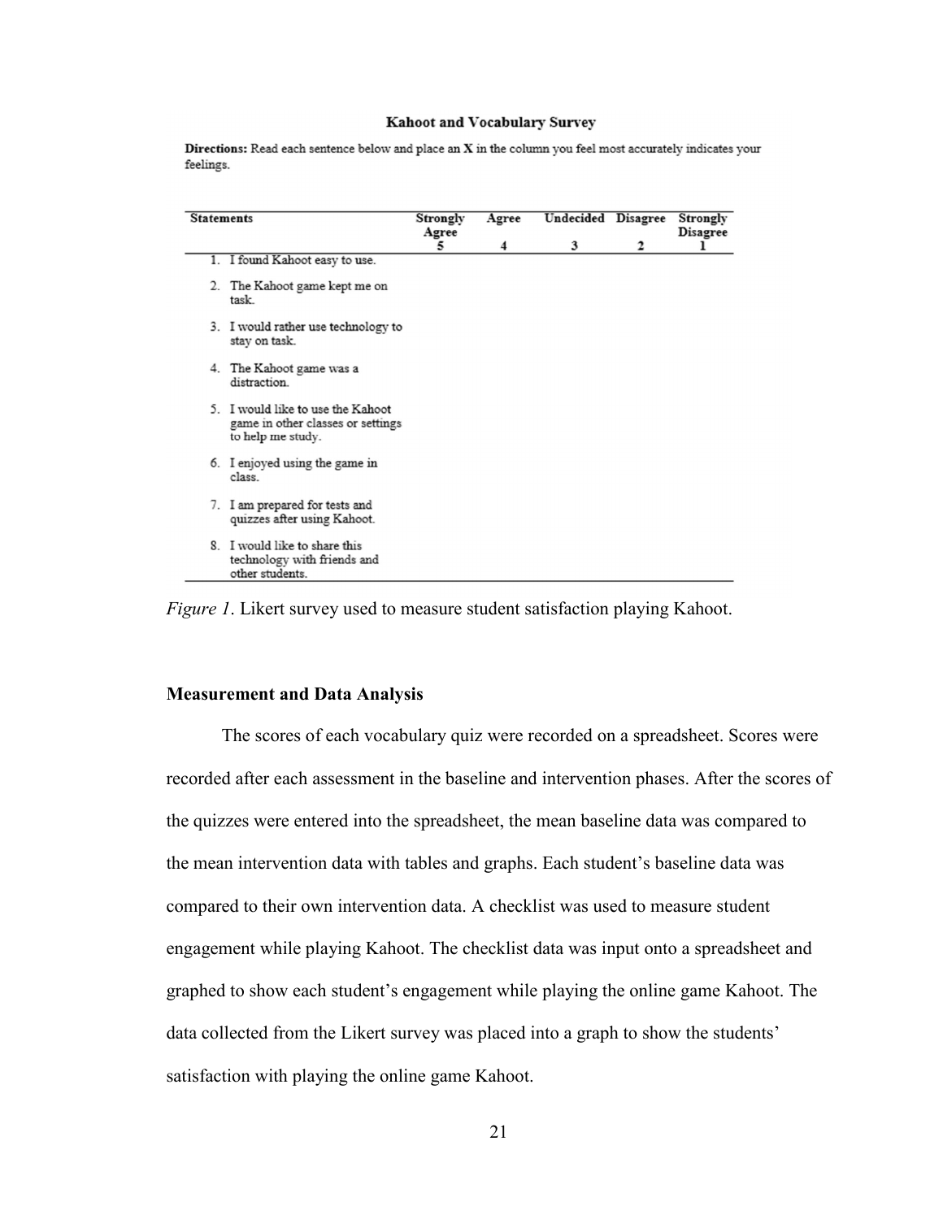**Kahoot and Vocabulary Survey**

**Directions:** Read each sentence below and place an **X** in the column you feel most accurately indicates your feelings.

| Statements | Strongly Agree 5 | Agree 4 | Undecided 3 | Disagree 2 | Strongly Disagree 1 |
|---|---|---|---|---|---|
| 1. I found Kahoot easy to use. | | | | | |
| 2. The Kahoot game kept me on task. | | | | | |
| 3. I would rather use technology to stay on task. | | | | | |
| 4. The Kahoot game was a distraction. | | | | | |
| 5. I would like to use the Kahoot game in other classes or settings to help me study. | | | | | |
| 6. I enjoyed using the game in class. | | | | | |
| 7. I am prepared for tests and quizzes after using Kahoot. | | | | | |
| 8. I would like to share this technology with friends and other students. | | | | | |

*Figure 1*. Likert survey used to measure student satisfaction playing Kahoot.

### Measurement and Data Analysis

The scores of each vocabulary quiz were recorded on a spreadsheet. Scores were recorded after each assessment in the baseline and intervention phases. After the scores of the quizzes were entered into the spreadsheet, the mean baseline data was compared to the mean intervention data with tables and graphs. Each student's baseline data was compared to their own intervention data. A checklist was used to measure student engagement while playing Kahoot. The checklist data was input onto a spreadsheet and graphed to show each student's engagement while playing the online game Kahoot. The data collected from the Likert survey was placed into a graph to show the students' satisfaction with playing the online game Kahoot.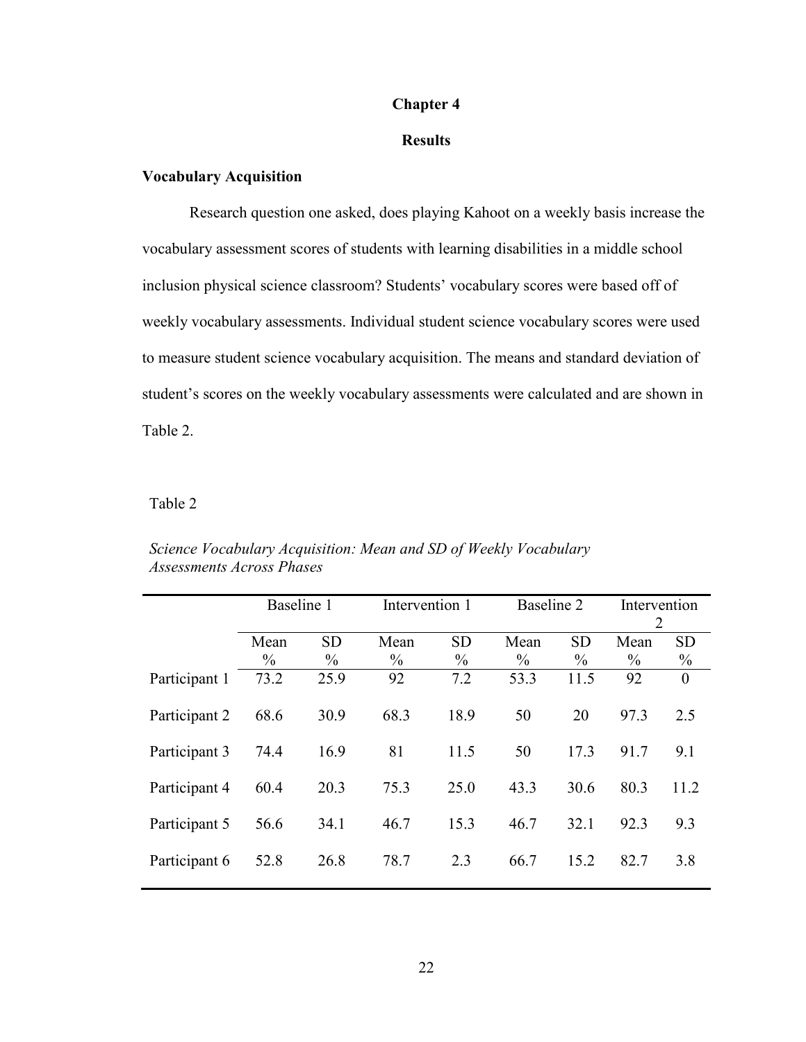# Chapter 4

## Results

### Vocabulary Acquisition

Research question one asked, does playing Kahoot on a weekly basis increase the vocabulary assessment scores of students with learning disabilities in a middle school inclusion physical science classroom? Students' vocabulary scores were based off of weekly vocabulary assessments. Individual student science vocabulary scores were used to measure student science vocabulary acquisition. The means and standard deviation of student's scores on the weekly vocabulary assessments were calculated and are shown in Table 2.

Table 2

*Science Vocabulary Acquisition: Mean and SD of Weekly Vocabulary Assessments Across Phases*

| | Baseline 1 | | Intervention 1 | | Baseline 2 | | Intervention 2 | |
|---|---|---|---|---|---|---|---|---|
| | Mean % | SD % | Mean % | SD % | Mean % | SD % | Mean % | SD % |
| Participant 1 | 73.2 | 25.9 | 92 | 7.2 | 53.3 | 11.5 | 92 | 0 |
| Participant 2 | 68.6 | 30.9 | 68.3 | 18.9 | 50 | 20 | 97.3 | 2.5 |
| Participant 3 | 74.4 | 16.9 | 81 | 11.5 | 50 | 17.3 | 91.7 | 9.1 |
| Participant 4 | 60.4 | 20.3 | 75.3 | 25.0 | 43.3 | 30.6 | 80.3 | 11.2 |
| Participant 5 | 56.6 | 34.1 | 46.7 | 15.3 | 46.7 | 32.1 | 92.3 | 9.3 |
| Participant 6 | 52.8 | 26.8 | 78.7 | 2.3 | 66.7 | 15.2 | 82.7 | 3.8 |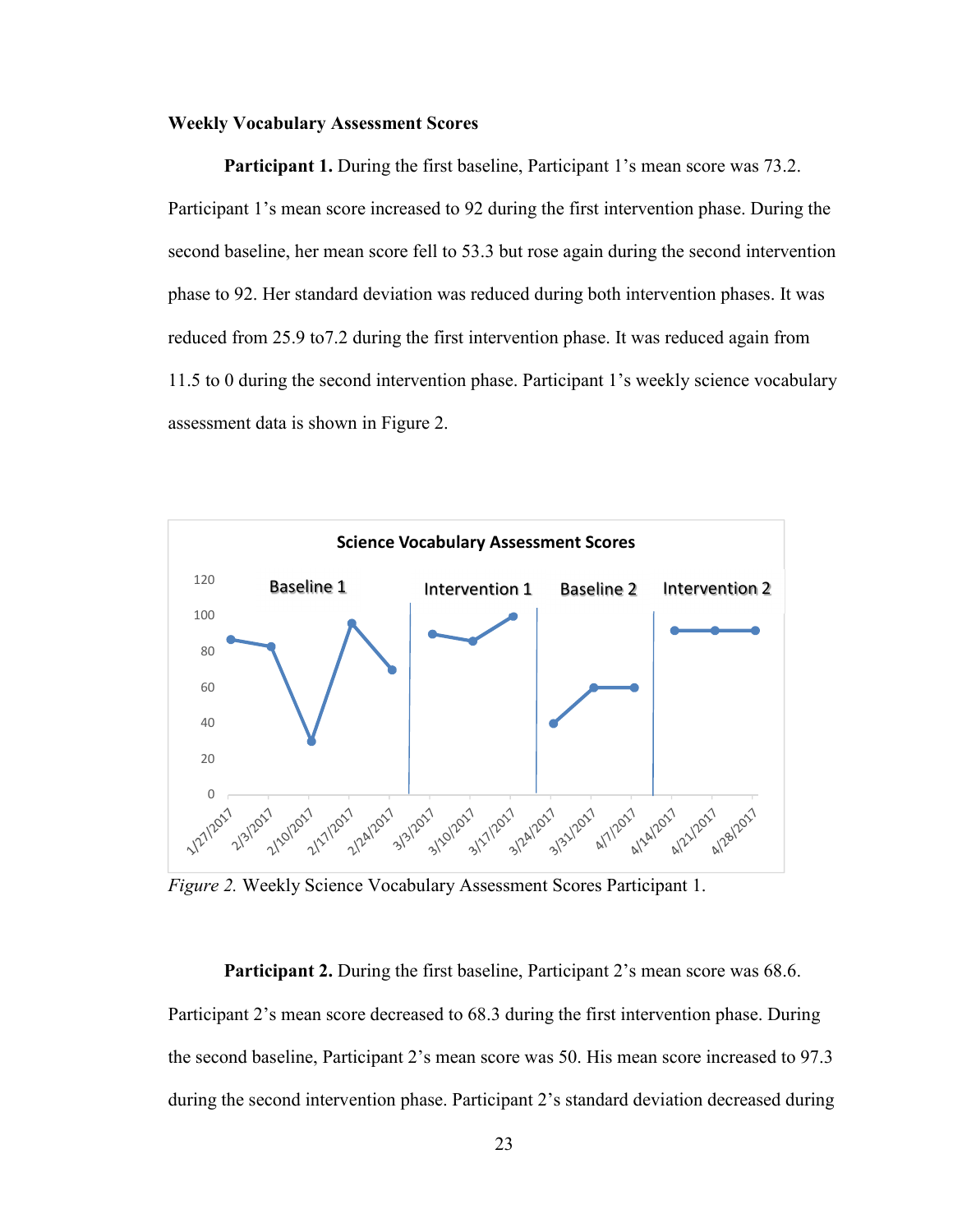**Weekly Vocabulary Assessment Scores**

**Participant 1.** During the first baseline, Participant 1's mean score was 73.2. Participant 1's mean score increased to 92 during the first intervention phase. During the second baseline, her mean score fell to 53.3 but rose again during the second intervention phase to 92. Her standard deviation was reduced during both intervention phases. It was reduced from 25.9 to7.2 during the first intervention phase. It was reduced again from 11.5 to 0 during the second intervention phase. Participant 1's weekly science vocabulary assessment data is shown in Figure 2.

*Figure 2.* Weekly Science Vocabulary Assessment Scores Participant 1.

**Participant 2.** During the first baseline, Participant 2's mean score was 68.6. Participant 2's mean score decreased to 68.3 during the first intervention phase. During the second baseline, Participant 2's mean score was 50. His mean score increased to 97.3 during the second intervention phase. Participant 2's standard deviation decreased during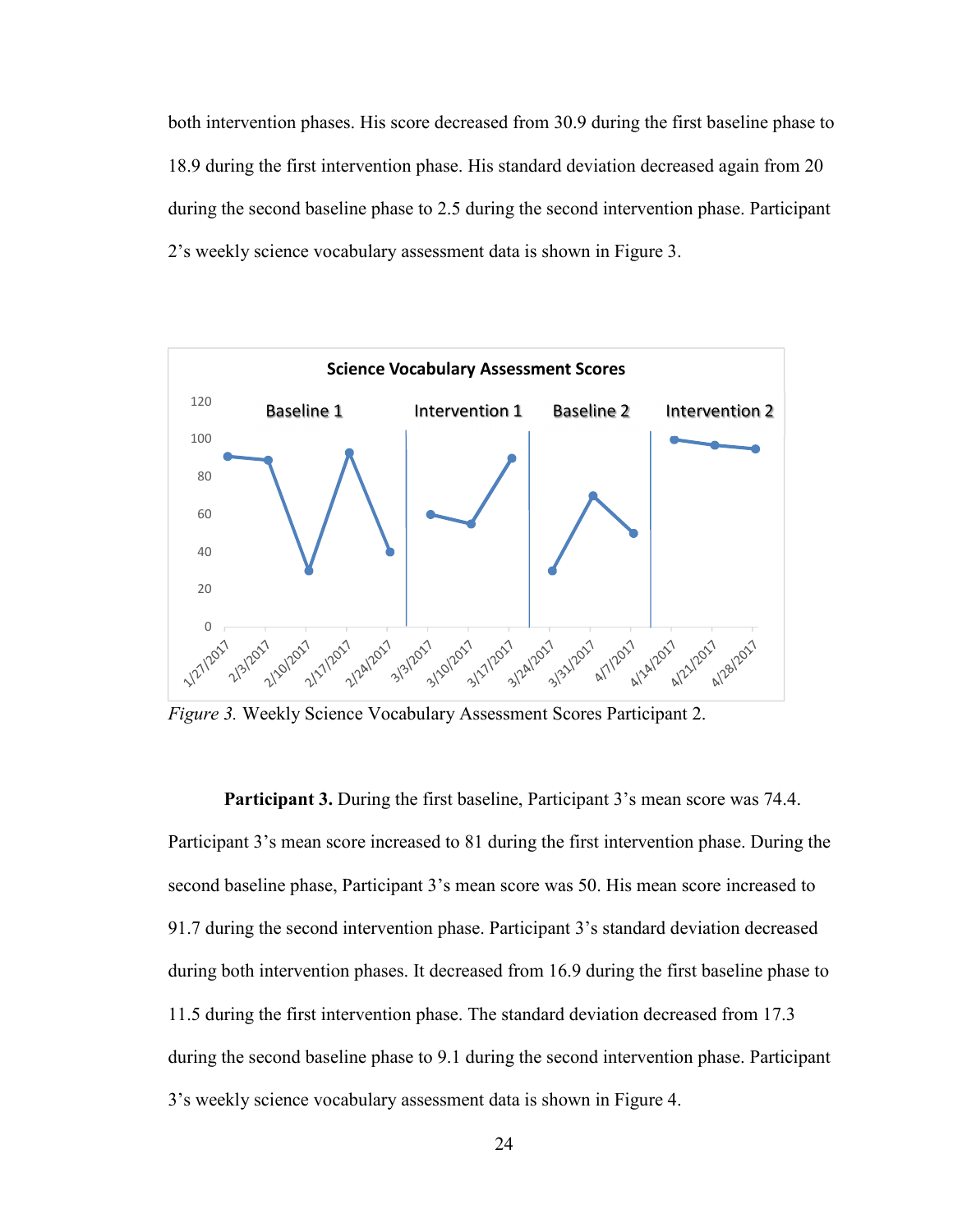both intervention phases. His score decreased from 30.9 during the first baseline phase to 18.9 during the first intervention phase. His standard deviation decreased again from 20 during the second baseline phase to 2.5 during the second intervention phase. Participant 2's weekly science vocabulary assessment data is shown in Figure 3.

*Figure 3.* Weekly Science Vocabulary Assessment Scores Participant 2.

**Participant 3.** During the first baseline, Participant 3's mean score was 74.4. Participant 3's mean score increased to 81 during the first intervention phase. During the second baseline phase, Participant 3's mean score was 50. His mean score increased to 91.7 during the second intervention phase. Participant 3's standard deviation decreased during both intervention phases. It decreased from 16.9 during the first baseline phase to 11.5 during the first intervention phase. The standard deviation decreased from 17.3 during the second baseline phase to 9.1 during the second intervention phase. Participant 3's weekly science vocabulary assessment data is shown in Figure 4.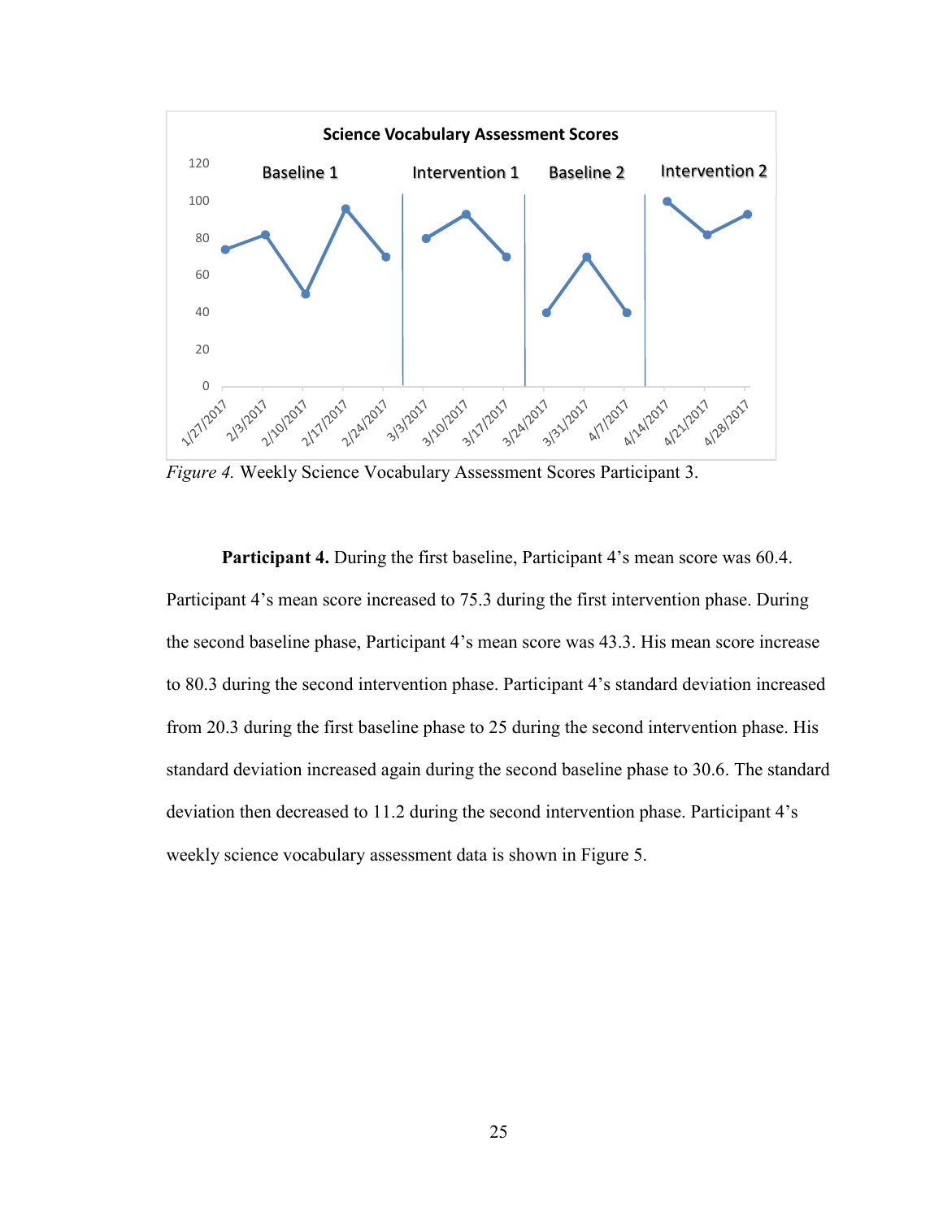*Figure 4.* Weekly Science Vocabulary Assessment Scores Participant 3.

**Participant 4.** During the first baseline, Participant 4's mean score was 60.4. Participant 4's mean score increased to 75.3 during the first intervention phase. During the second baseline phase, Participant 4's mean score was 43.3. His mean score increase to 80.3 during the second intervention phase. Participant 4's standard deviation increased from 20.3 during the first baseline phase to 25 during the second intervention phase. His standard deviation increased again during the second baseline phase to 30.6. The standard deviation then decreased to 11.2 during the second intervention phase. Participant 4's weekly science vocabulary assessment data is shown in Figure 5.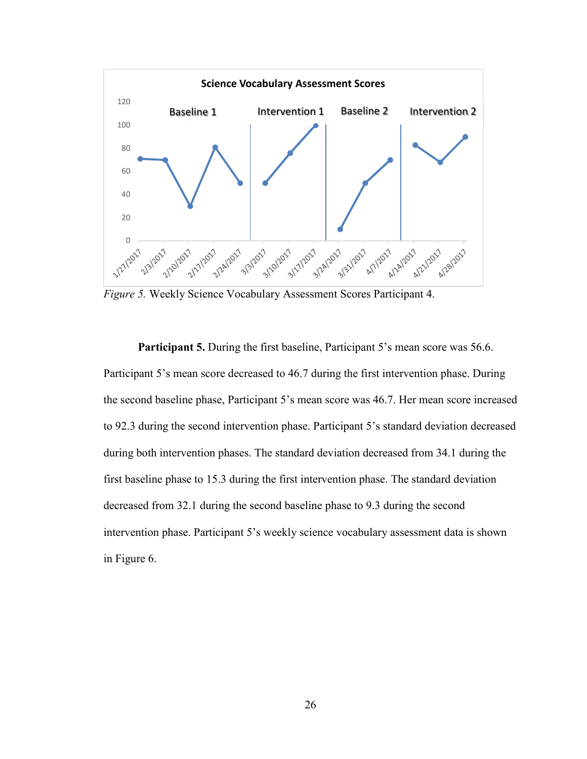*Figure 5.* Weekly Science Vocabulary Assessment Scores Participant 4.

**Participant 5.** During the first baseline, Participant 5's mean score was 56.6. Participant 5's mean score decreased to 46.7 during the first intervention phase. During the second baseline phase, Participant 5's mean score was 46.7. Her mean score increased to 92.3 during the second intervention phase. Participant 5's standard deviation decreased during both intervention phases. The standard deviation decreased from 34.1 during the first baseline phase to 15.3 during the first intervention phase. The standard deviation decreased from 32.1 during the second baseline phase to 9.3 during the second intervention phase. Participant 5's weekly science vocabulary assessment data is shown in Figure 6.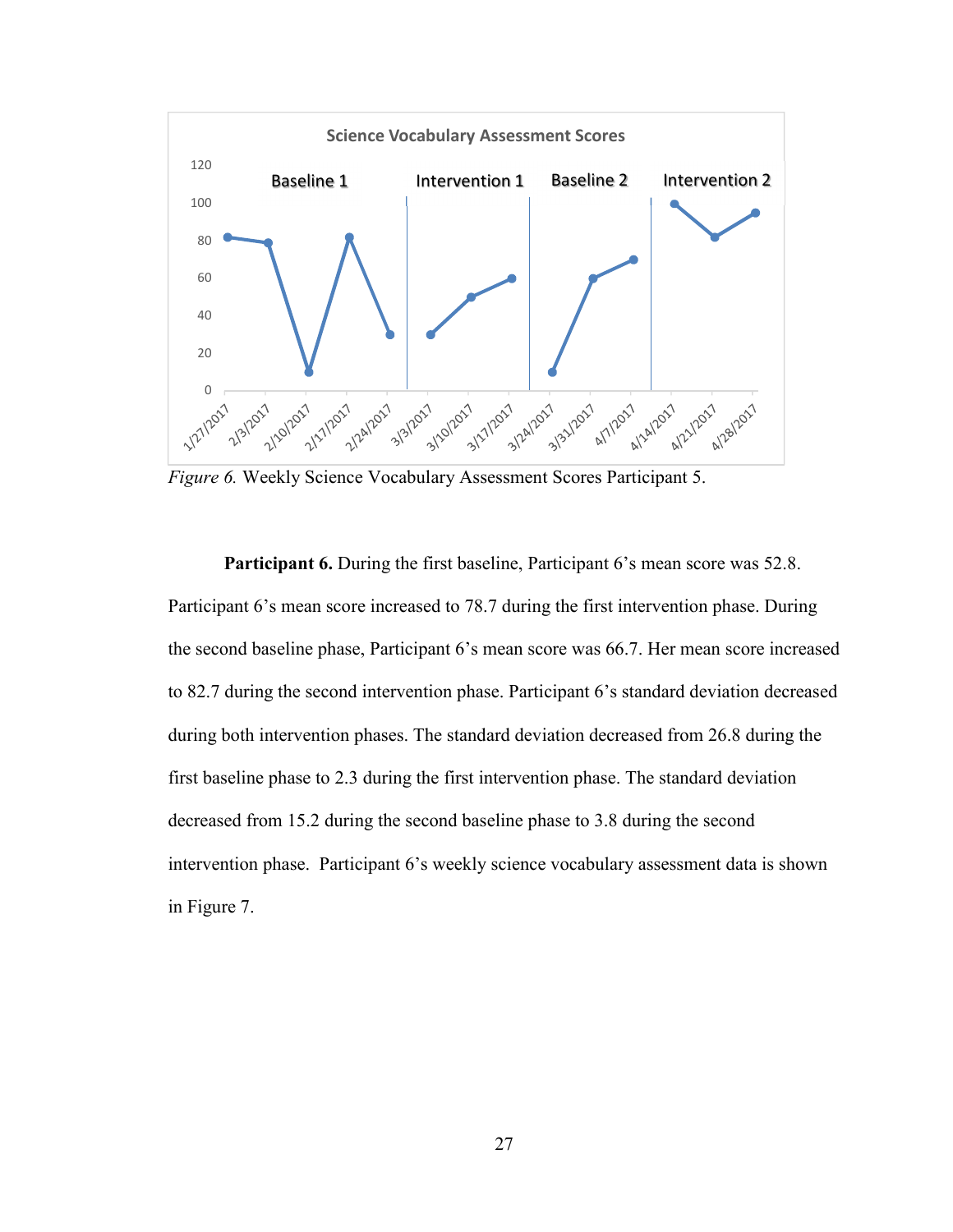*Figure 6.* Weekly Science Vocabulary Assessment Scores Participant 5.

**Participant 6.** During the first baseline, Participant 6's mean score was 52.8. Participant 6's mean score increased to 78.7 during the first intervention phase. During the second baseline phase, Participant 6's mean score was 66.7. Her mean score increased to 82.7 during the second intervention phase. Participant 6's standard deviation decreased during both intervention phases. The standard deviation decreased from 26.8 during the first baseline phase to 2.3 during the first intervention phase. The standard deviation decreased from 15.2 during the second baseline phase to 3.8 during the second intervention phase. Participant 6's weekly science vocabulary assessment data is shown in Figure 7.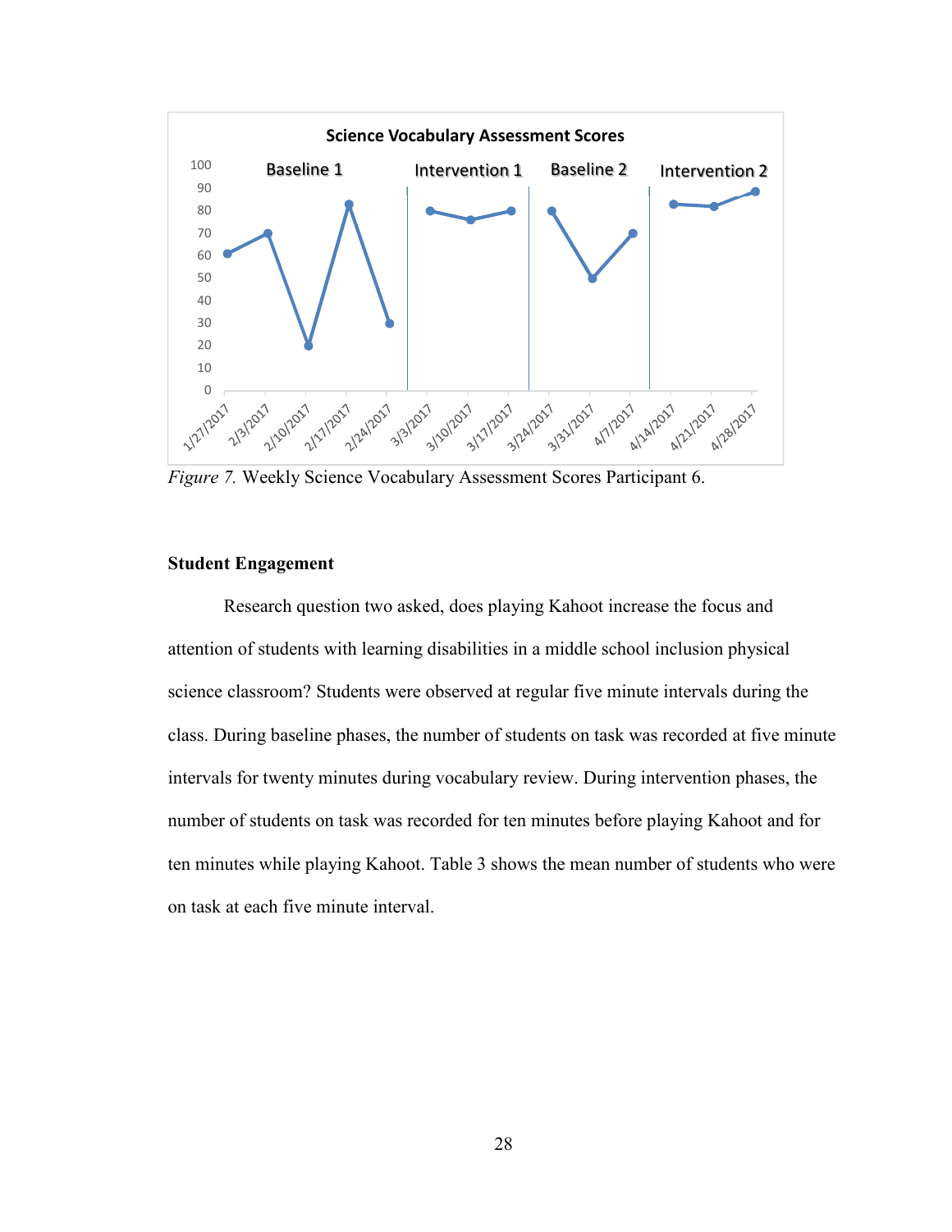*Figure 7.* Weekly Science Vocabulary Assessment Scores Participant 6.

### Student Engagement

Research question two asked, does playing Kahoot increase the focus and attention of students with learning disabilities in a middle school inclusion physical science classroom? Students were observed at regular five minute intervals during the class. During baseline phases, the number of students on task was recorded at five minute intervals for twenty minutes during vocabulary review. During intervention phases, the number of students on task was recorded for ten minutes before playing Kahoot and for ten minutes while playing Kahoot. Table 3 shows the mean number of students who were on task at each five minute interval.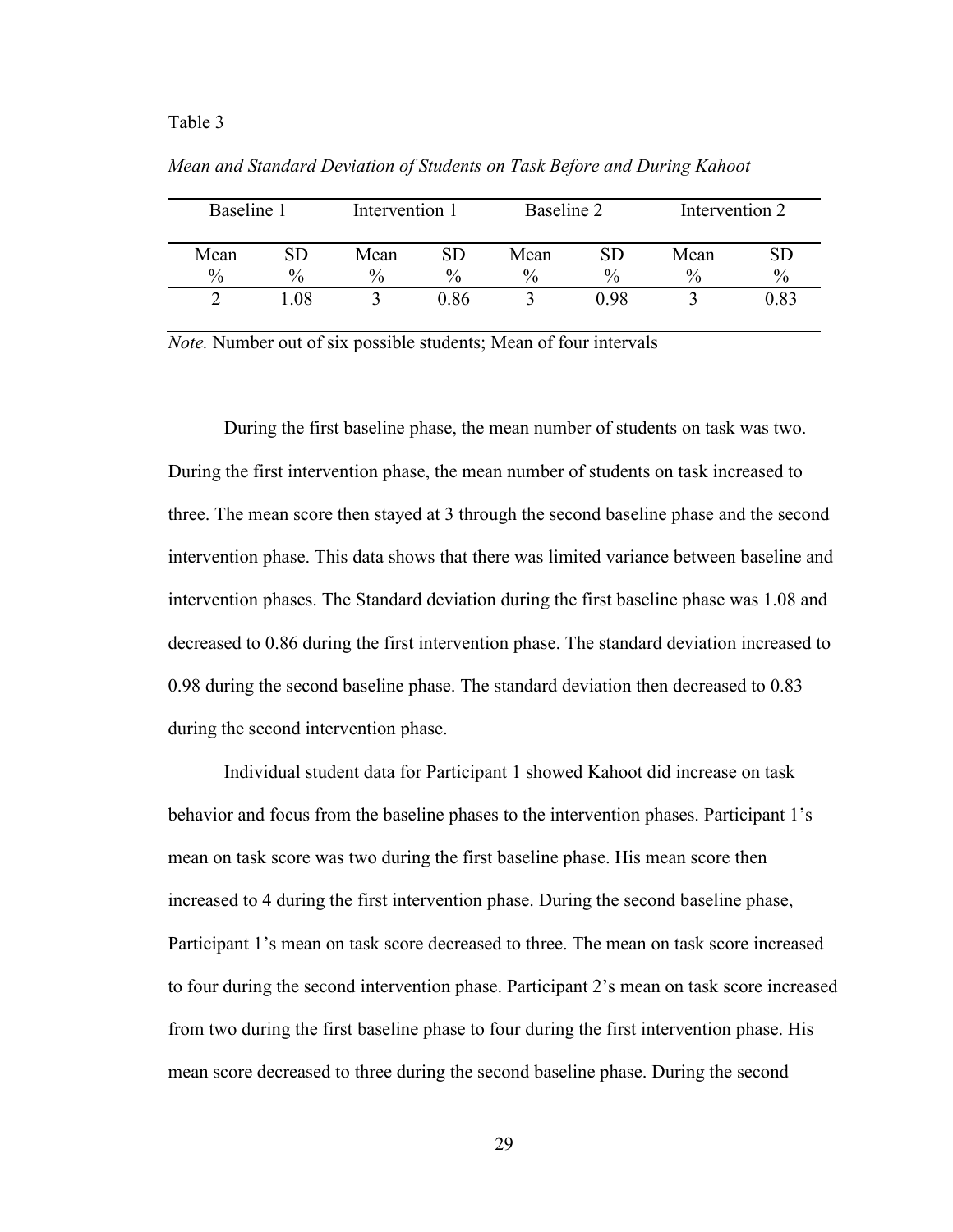Table 3

*Mean and Standard Deviation of Students on Task Before and During Kahoot*

| Baseline 1 | | Intervention 1 | | Baseline 2 | | Intervention 2 | |
|---|---|---|---|---|---|---|---|
| Mean % | SD % | Mean % | SD % | Mean % | SD % | Mean % | SD % |
| 2 | 1.08 | 3 | 0.86 | 3 | 0.98 | 3 | 0.83 |

*Note.* Number out of six possible students; Mean of four intervals

During the first baseline phase, the mean number of students on task was two. During the first intervention phase, the mean number of students on task increased to three. The mean score then stayed at 3 through the second baseline phase and the second intervention phase. This data shows that there was limited variance between baseline and intervention phases. The Standard deviation during the first baseline phase was 1.08 and decreased to 0.86 during the first intervention phase. The standard deviation increased to 0.98 during the second baseline phase. The standard deviation then decreased to 0.83 during the second intervention phase.

Individual student data for Participant 1 showed Kahoot did increase on task behavior and focus from the baseline phases to the intervention phases. Participant 1's mean on task score was two during the first baseline phase. His mean score then increased to 4 during the first intervention phase. During the second baseline phase, Participant 1's mean on task score decreased to three. The mean on task score increased to four during the second intervention phase. Participant 2's mean on task score increased from two during the first baseline phase to four during the first intervention phase. His mean score decreased to three during the second baseline phase. During the second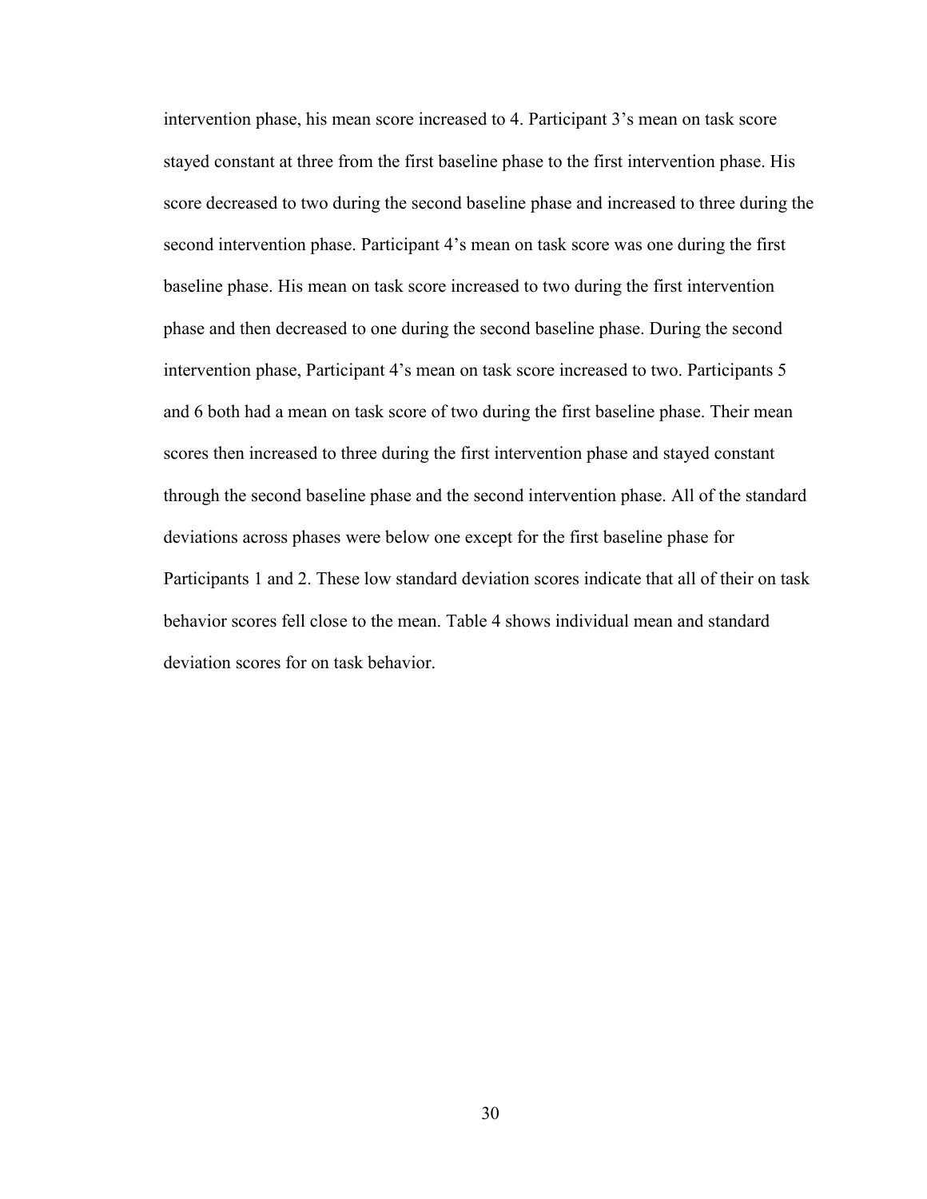intervention phase, his mean score increased to 4. Participant 3's mean on task score stayed constant at three from the first baseline phase to the first intervention phase. His score decreased to two during the second baseline phase and increased to three during the second intervention phase. Participant 4's mean on task score was one during the first baseline phase. His mean on task score increased to two during the first intervention phase and then decreased to one during the second baseline phase. During the second intervention phase, Participant 4's mean on task score increased to two. Participants 5 and 6 both had a mean on task score of two during the first baseline phase. Their mean scores then increased to three during the first intervention phase and stayed constant through the second baseline phase and the second intervention phase. All of the standard deviations across phases were below one except for the first baseline phase for Participants 1 and 2. These low standard deviation scores indicate that all of their on task behavior scores fell close to the mean. Table 4 shows individual mean and standard deviation scores for on task behavior.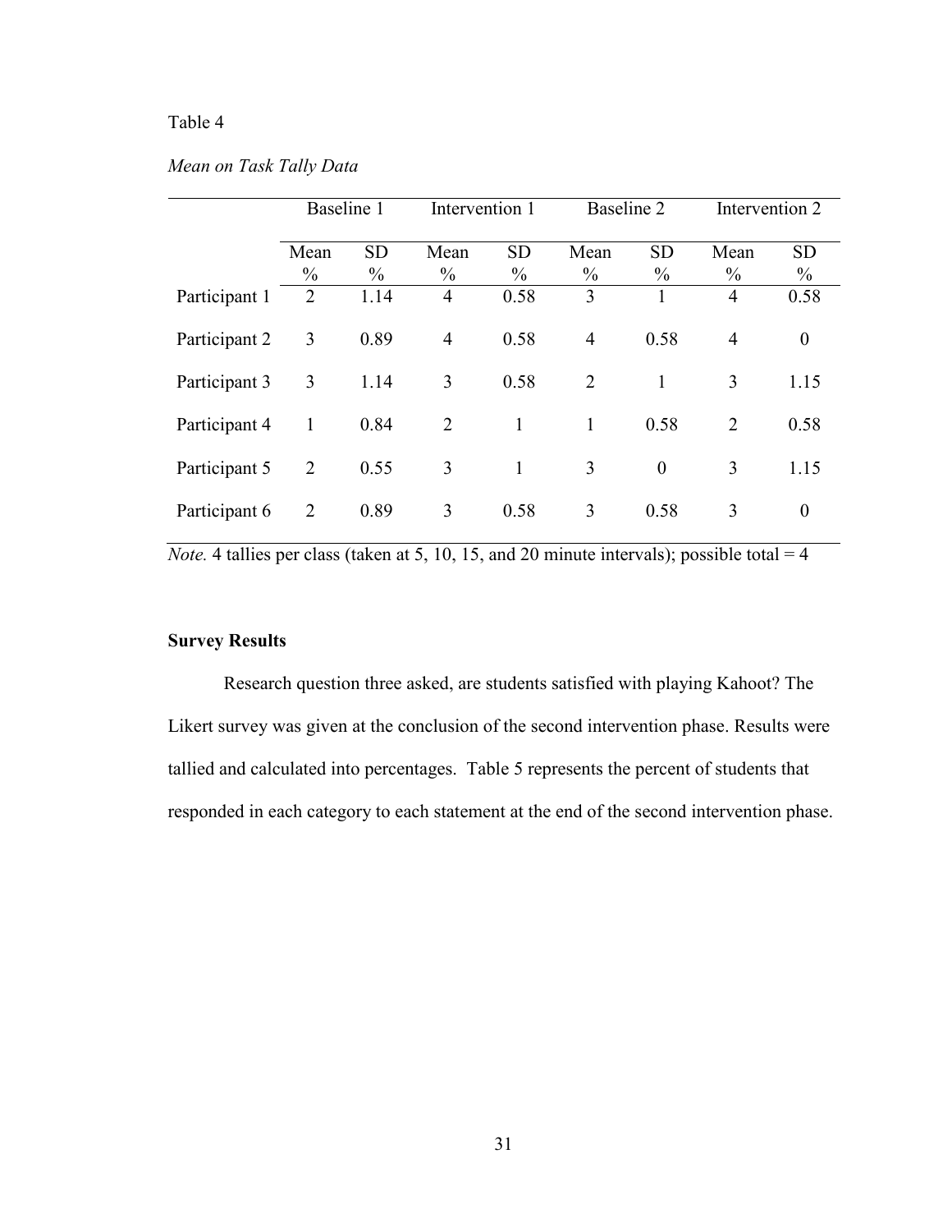Table 4

*Mean on Task Tally Data*

| | Baseline 1 | | Intervention 1 | | Baseline 2 | | Intervention 2 | |
|---|---|---|---|---|---|---|---|---|
| | Mean % | SD % | Mean % | SD % | Mean % | SD % | Mean % | SD % |
| Participant 1 | 2 | 1.14 | 4 | 0.58 | 3 | 1 | 4 | 0.58 |
| Participant 2 | 3 | 0.89 | 4 | 0.58 | 4 | 0.58 | 4 | 0 |
| Participant 3 | 3 | 1.14 | 3 | 0.58 | 2 | 1 | 3 | 1.15 |
| Participant 4 | 1 | 0.84 | 2 | 1 | 1 | 0.58 | 2 | 0.58 |
| Participant 5 | 2 | 0.55 | 3 | 1 | 3 | 0 | 3 | 1.15 |
| Participant 6 | 2 | 0.89 | 3 | 0.58 | 3 | 0.58 | 3 | 0 |

*Note.* 4 tallies per class (taken at 5, 10, 15, and 20 minute intervals); possible total = 4

**Survey Results**

Research question three asked, are students satisfied with playing Kahoot? The Likert survey was given at the conclusion of the second intervention phase. Results were tallied and calculated into percentages. Table 5 represents the percent of students that responded in each category to each statement at the end of the second intervention phase.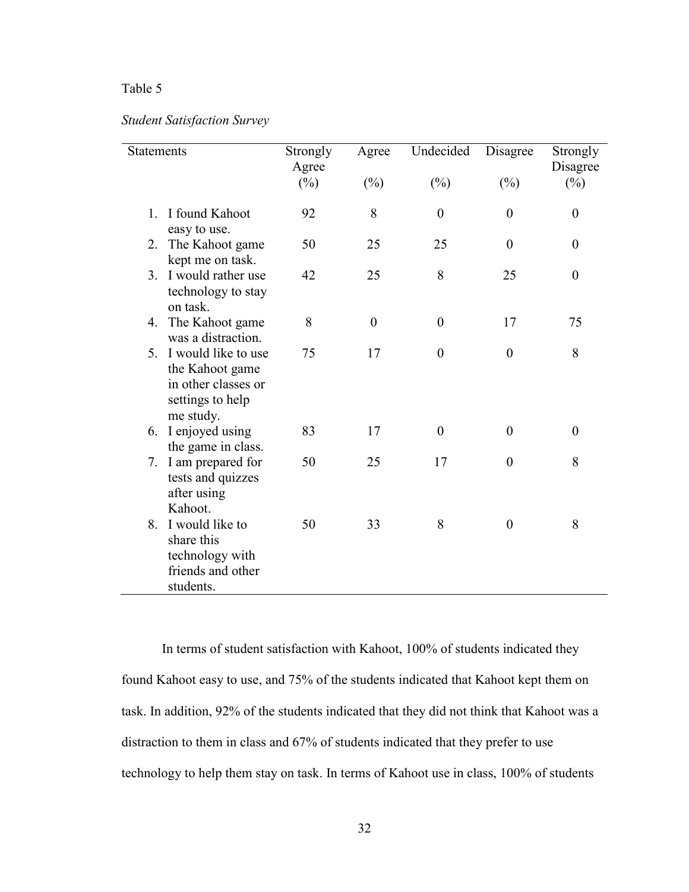Table 5

*Student Satisfaction Survey*

| Statements | Strongly Agree (%) | Agree (%) | Undecided (%) | Disagree (%) | Strongly Disagree (%) |
|---|---|---|---|---|---|
| 1. I found Kahoot easy to use. | 92 | 8 | 0 | 0 | 0 |
| 2. The Kahoot game kept me on task. | 50 | 25 | 25 | 0 | 0 |
| 3. I would rather use technology to stay on task. | 42 | 25 | 8 | 25 | 0 |
| 4. The Kahoot game was a distraction. | 8 | 0 | 0 | 17 | 75 |
| 5. I would like to use the Kahoot game in other classes or settings to help me study. | 75 | 17 | 0 | 0 | 8 |
| 6. I enjoyed using the game in class. | 83 | 17 | 0 | 0 | 0 |
| 7. I am prepared for tests and quizzes after using Kahoot. | 50 | 25 | 17 | 0 | 8 |
| 8. I would like to share this technology with friends and other students. | 50 | 33 | 8 | 0 | 8 |

In terms of student satisfaction with Kahoot, 100% of students indicated they found Kahoot easy to use, and 75% of the students indicated that Kahoot kept them on task. In addition, 92% of the students indicated that they did not think that Kahoot was a distraction to them in class and 67% of students indicated that they prefer to use technology to help them stay on task. In terms of Kahoot use in class, 100% of students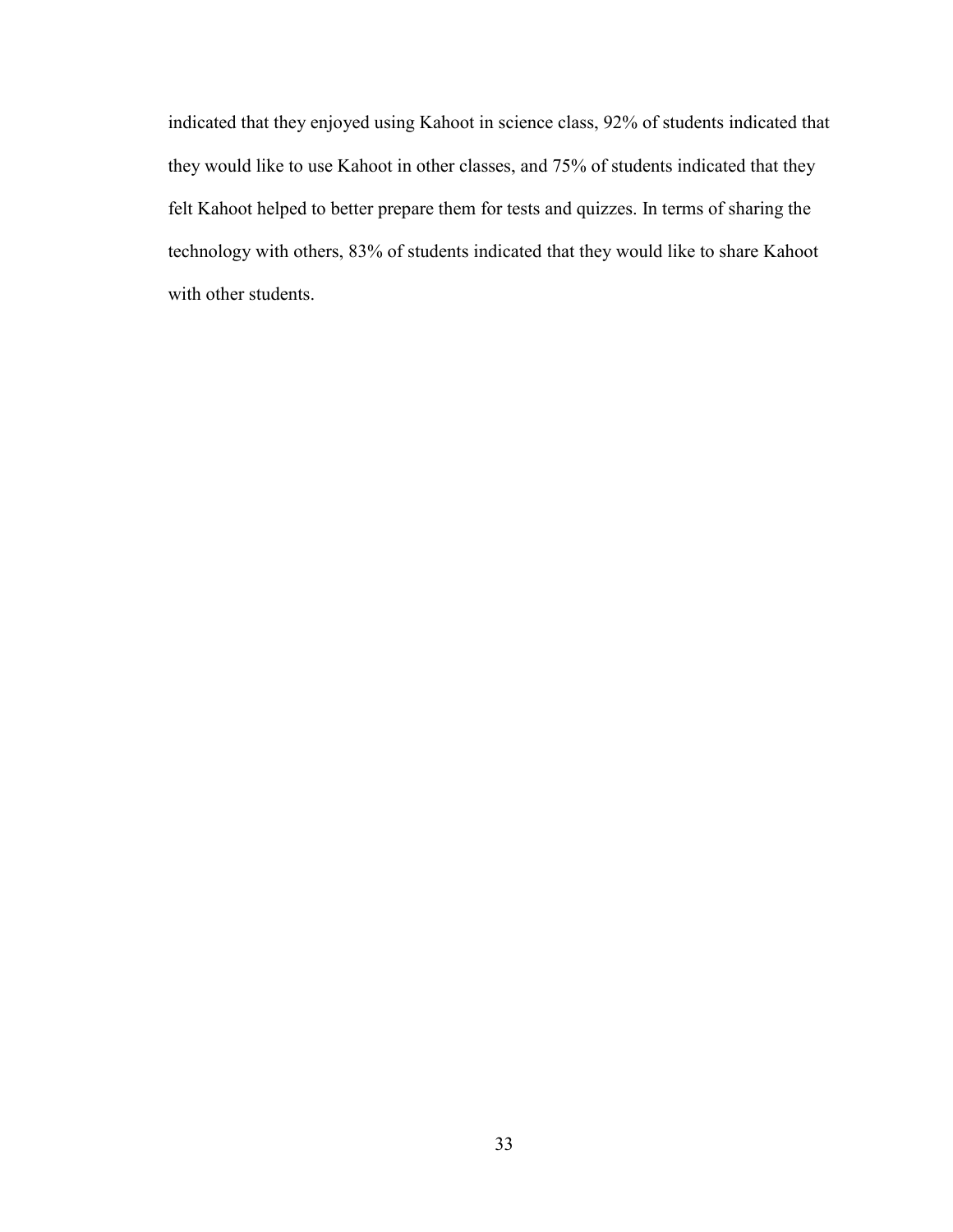indicated that they enjoyed using Kahoot in science class, 92% of students indicated that they would like to use Kahoot in other classes, and 75% of students indicated that they felt Kahoot helped to better prepare them for tests and quizzes. In terms of sharing the technology with others, 83% of students indicated that they would like to share Kahoot with other students.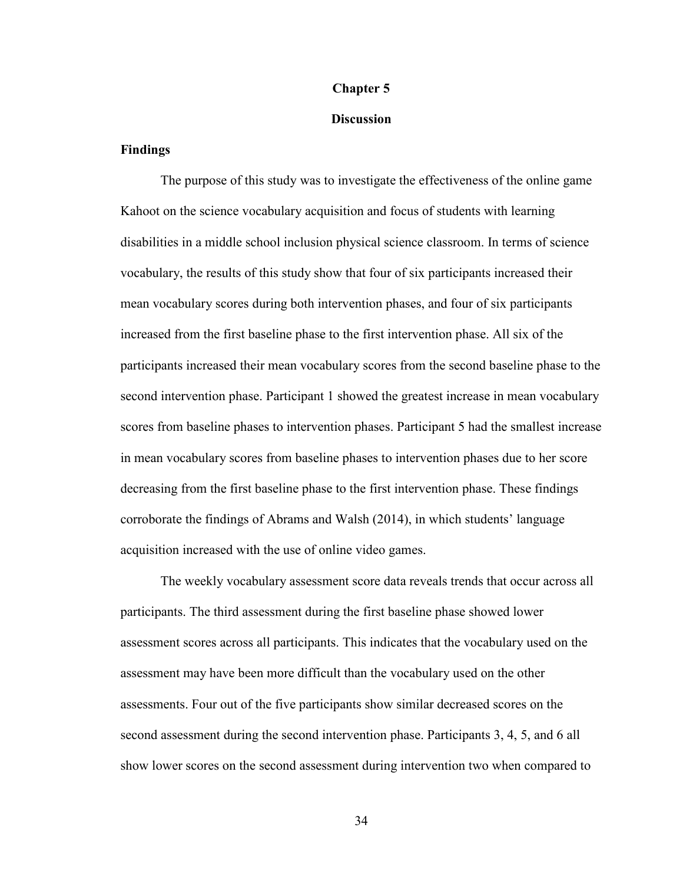# Chapter 5

# Discussion

## Findings

The purpose of this study was to investigate the effectiveness of the online game Kahoot on the science vocabulary acquisition and focus of students with learning disabilities in a middle school inclusion physical science classroom. In terms of science vocabulary, the results of this study show that four of six participants increased their mean vocabulary scores during both intervention phases, and four of six participants increased from the first baseline phase to the first intervention phase. All six of the participants increased their mean vocabulary scores from the second baseline phase to the second intervention phase. Participant 1 showed the greatest increase in mean vocabulary scores from baseline phases to intervention phases. Participant 5 had the smallest increase in mean vocabulary scores from baseline phases to intervention phases due to her score decreasing from the first baseline phase to the first intervention phase. These findings corroborate the findings of Abrams and Walsh (2014), in which students' language acquisition increased with the use of online video games.

The weekly vocabulary assessment score data reveals trends that occur across all participants. The third assessment during the first baseline phase showed lower assessment scores across all participants. This indicates that the vocabulary used on the assessment may have been more difficult than the vocabulary used on the other assessments. Four out of the five participants show similar decreased scores on the second assessment during the second intervention phase. Participants 3, 4, 5, and 6 all show lower scores on the second assessment during intervention two when compared to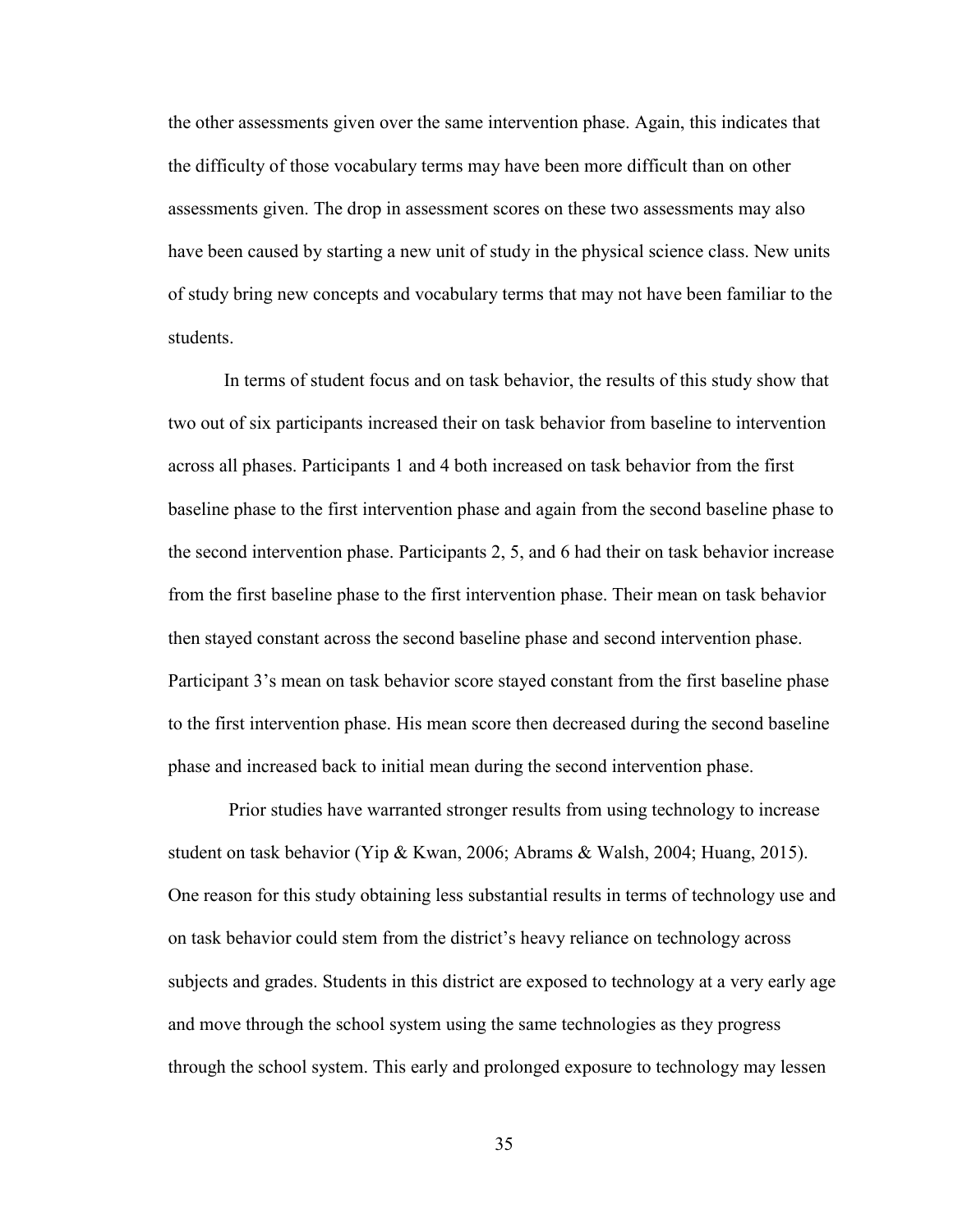the other assessments given over the same intervention phase. Again, this indicates that the difficulty of those vocabulary terms may have been more difficult than on other assessments given. The drop in assessment scores on these two assessments may also have been caused by starting a new unit of study in the physical science class. New units of study bring new concepts and vocabulary terms that may not have been familiar to the students.

In terms of student focus and on task behavior, the results of this study show that two out of six participants increased their on task behavior from baseline to intervention across all phases. Participants 1 and 4 both increased on task behavior from the first baseline phase to the first intervention phase and again from the second baseline phase to the second intervention phase. Participants 2, 5, and 6 had their on task behavior increase from the first baseline phase to the first intervention phase. Their mean on task behavior then stayed constant across the second baseline phase and second intervention phase. Participant 3's mean on task behavior score stayed constant from the first baseline phase to the first intervention phase. His mean score then decreased during the second baseline phase and increased back to initial mean during the second intervention phase.

Prior studies have warranted stronger results from using technology to increase student on task behavior (Yip & Kwan, 2006; Abrams & Walsh, 2004; Huang, 2015). One reason for this study obtaining less substantial results in terms of technology use and on task behavior could stem from the district's heavy reliance on technology across subjects and grades. Students in this district are exposed to technology at a very early age and move through the school system using the same technologies as they progress through the school system. This early and prolonged exposure to technology may lessen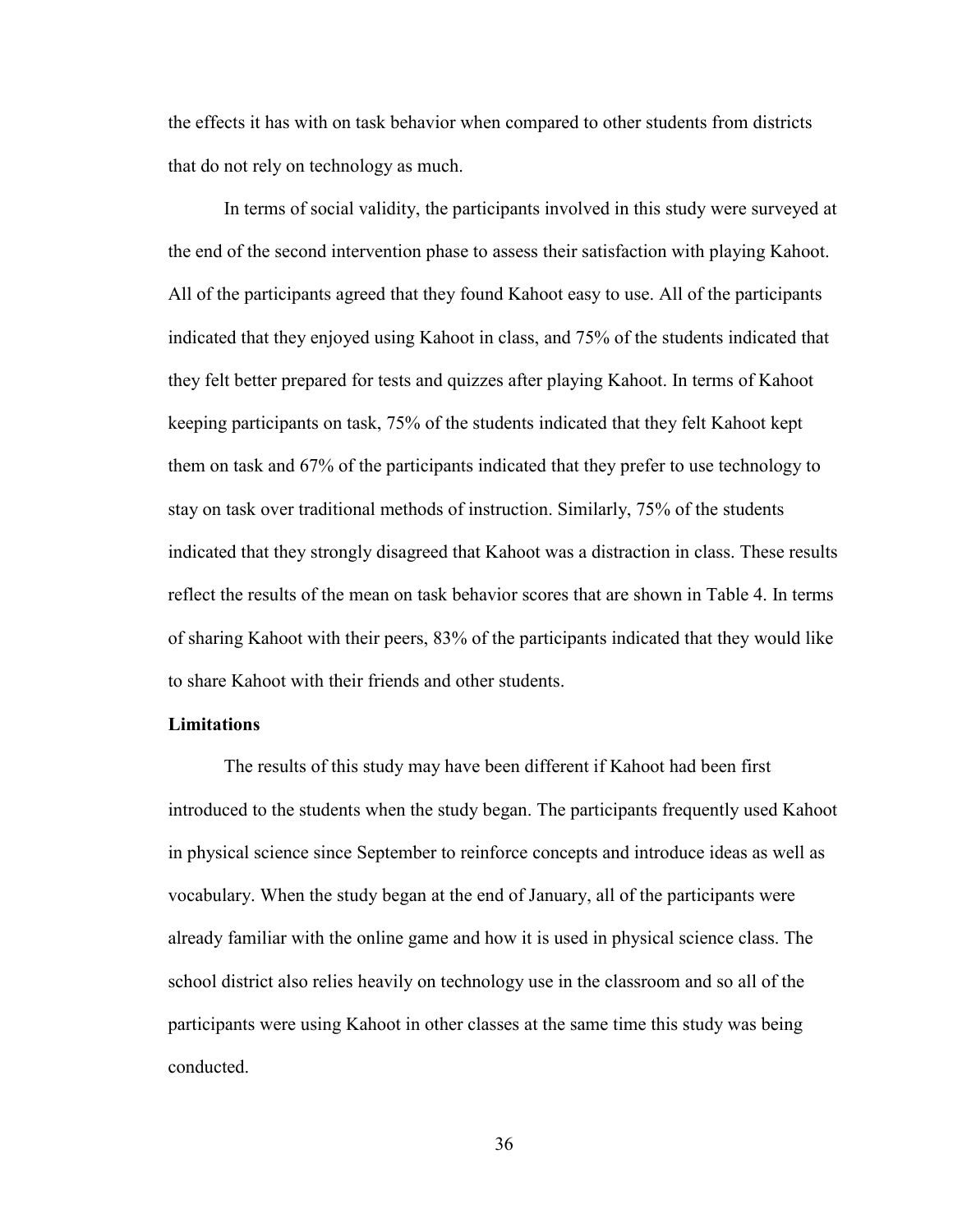the effects it has with on task behavior when compared to other students from districts that do not rely on technology as much.

In terms of social validity, the participants involved in this study were surveyed at the end of the second intervention phase to assess their satisfaction with playing Kahoot. All of the participants agreed that they found Kahoot easy to use. All of the participants indicated that they enjoyed using Kahoot in class, and 75% of the students indicated that they felt better prepared for tests and quizzes after playing Kahoot. In terms of Kahoot keeping participants on task, 75% of the students indicated that they felt Kahoot kept them on task and 67% of the participants indicated that they prefer to use technology to stay on task over traditional methods of instruction. Similarly, 75% of the students indicated that they strongly disagreed that Kahoot was a distraction in class. These results reflect the results of the mean on task behavior scores that are shown in Table 4. In terms of sharing Kahoot with their peers, 83% of the participants indicated that they would like to share Kahoot with their friends and other students.

**Limitations**

The results of this study may have been different if Kahoot had been first introduced to the students when the study began. The participants frequently used Kahoot in physical science since September to reinforce concepts and introduce ideas as well as vocabulary. When the study began at the end of January, all of the participants were already familiar with the online game and how it is used in physical science class. The school district also relies heavily on technology use in the classroom and so all of the participants were using Kahoot in other classes at the same time this study was being conducted.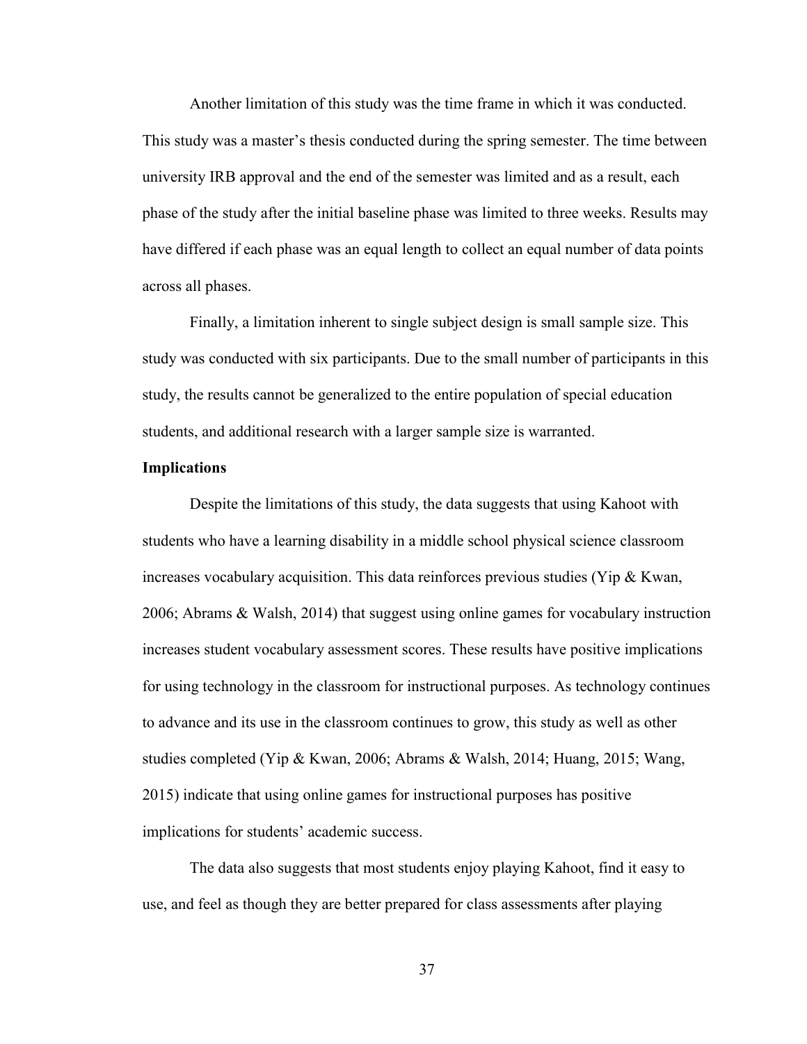Another limitation of this study was the time frame in which it was conducted. This study was a master's thesis conducted during the spring semester. The time between university IRB approval and the end of the semester was limited and as a result, each phase of the study after the initial baseline phase was limited to three weeks. Results may have differed if each phase was an equal length to collect an equal number of data points across all phases.

Finally, a limitation inherent to single subject design is small sample size. This study was conducted with six participants. Due to the small number of participants in this study, the results cannot be generalized to the entire population of special education students, and additional research with a larger sample size is warranted.

**Implications**

Despite the limitations of this study, the data suggests that using Kahoot with students who have a learning disability in a middle school physical science classroom increases vocabulary acquisition. This data reinforces previous studies (Yip & Kwan, 2006; Abrams & Walsh, 2014) that suggest using online games for vocabulary instruction increases student vocabulary assessment scores. These results have positive implications for using technology in the classroom for instructional purposes. As technology continues to advance and its use in the classroom continues to grow, this study as well as other studies completed (Yip & Kwan, 2006; Abrams & Walsh, 2014; Huang, 2015; Wang, 2015) indicate that using online games for instructional purposes has positive implications for students' academic success.

The data also suggests that most students enjoy playing Kahoot, find it easy to use, and feel as though they are better prepared for class assessments after playing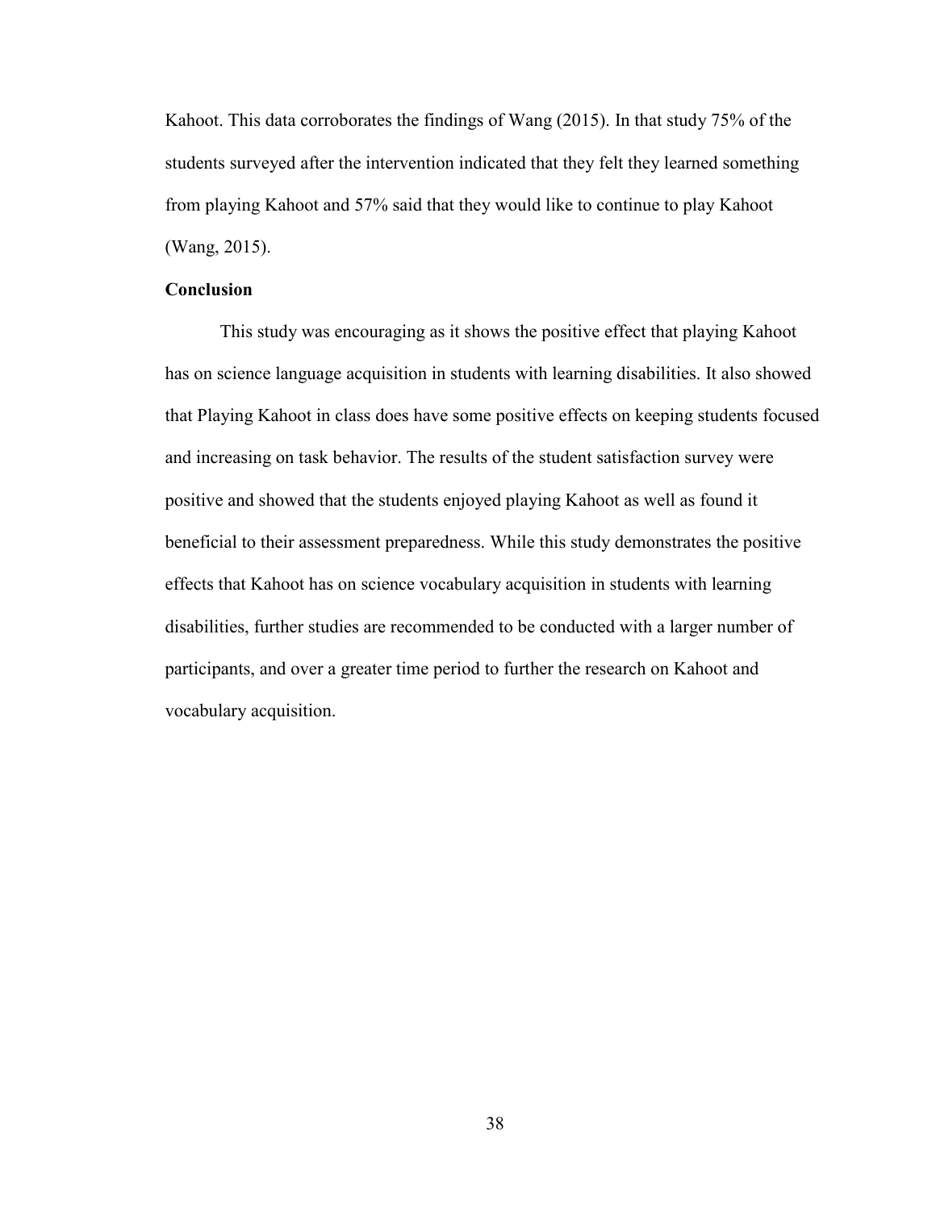Kahoot. This data corroborates the findings of Wang (2015). In that study 75% of the students surveyed after the intervention indicated that they felt they learned something from playing Kahoot and 57% said that they would like to continue to play Kahoot (Wang, 2015).

**Conclusion**

This study was encouraging as it shows the positive effect that playing Kahoot has on science language acquisition in students with learning disabilities. It also showed that Playing Kahoot in class does have some positive effects on keeping students focused and increasing on task behavior. The results of the student satisfaction survey were positive and showed that the students enjoyed playing Kahoot as well as found it beneficial to their assessment preparedness. While this study demonstrates the positive effects that Kahoot has on science vocabulary acquisition in students with learning disabilities, further studies are recommended to be conducted with a larger number of participants, and over a greater time period to further the research on Kahoot and vocabulary acquisition.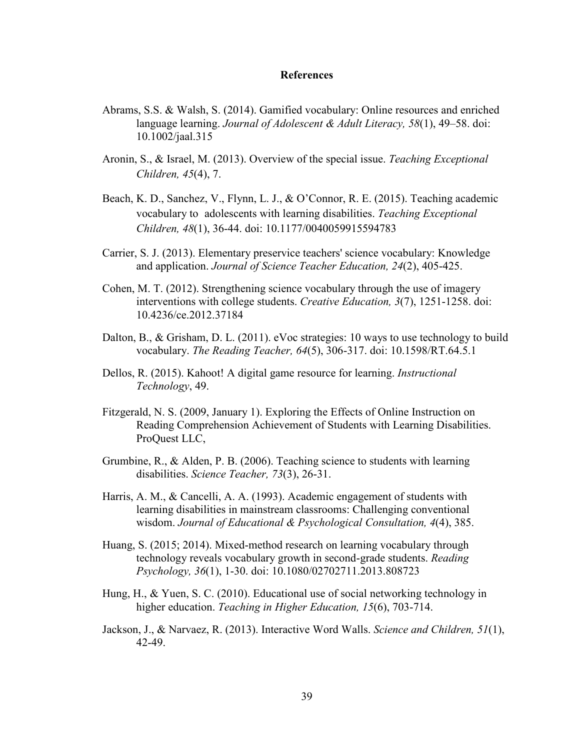# References

Abrams, S.S. & Walsh, S. (2014). Gamified vocabulary: Online resources and enriched language learning. *Journal of Adolescent & Adult Literacy, 58*(1), 49–58. doi: 10.1002/jaal.315

Aronin, S., & Israel, M. (2013). Overview of the special issue. *Teaching Exceptional Children, 45*(4), 7.

Beach, K. D., Sanchez, V., Flynn, L. J., & O'Connor, R. E. (2015). Teaching academic vocabulary to adolescents with learning disabilities. *Teaching Exceptional Children, 48*(1), 36-44. doi: 10.1177/0040059915594783

Carrier, S. J. (2013). Elementary preservice teachers' science vocabulary: Knowledge and application. *Journal of Science Teacher Education, 24*(2), 405-425.

Cohen, M. T. (2012). Strengthening science vocabulary through the use of imagery interventions with college students. *Creative Education, 3*(7), 1251-1258. doi: 10.4236/ce.2012.37184

Dalton, B., & Grisham, D. L. (2011). eVoc strategies: 10 ways to use technology to build vocabulary. *The Reading Teacher, 64*(5), 306-317. doi: 10.1598/RT.64.5.1

Dellos, R. (2015). Kahoot! A digital game resource for learning. *Instructional Technology*, 49.

Fitzgerald, N. S. (2009, January 1). Exploring the Effects of Online Instruction on Reading Comprehension Achievement of Students with Learning Disabilities. ProQuest LLC,

Grumbine, R., & Alden, P. B. (2006). Teaching science to students with learning disabilities. *Science Teacher, 73*(3), 26-31.

Harris, A. M., & Cancelli, A. A. (1993). Academic engagement of students with learning disabilities in mainstream classrooms: Challenging conventional wisdom. *Journal of Educational & Psychological Consultation, 4*(4), 385.

Huang, S. (2015; 2014). Mixed-method research on learning vocabulary through technology reveals vocabulary growth in second-grade students. *Reading Psychology, 36*(1), 1-30. doi: 10.1080/02702711.2013.808723

Hung, H., & Yuen, S. C. (2010). Educational use of social networking technology in higher education. *Teaching in Higher Education, 15*(6), 703-714.

Jackson, J., & Narvaez, R. (2013). Interactive Word Walls. *Science and Children, 51*(1), 42-49.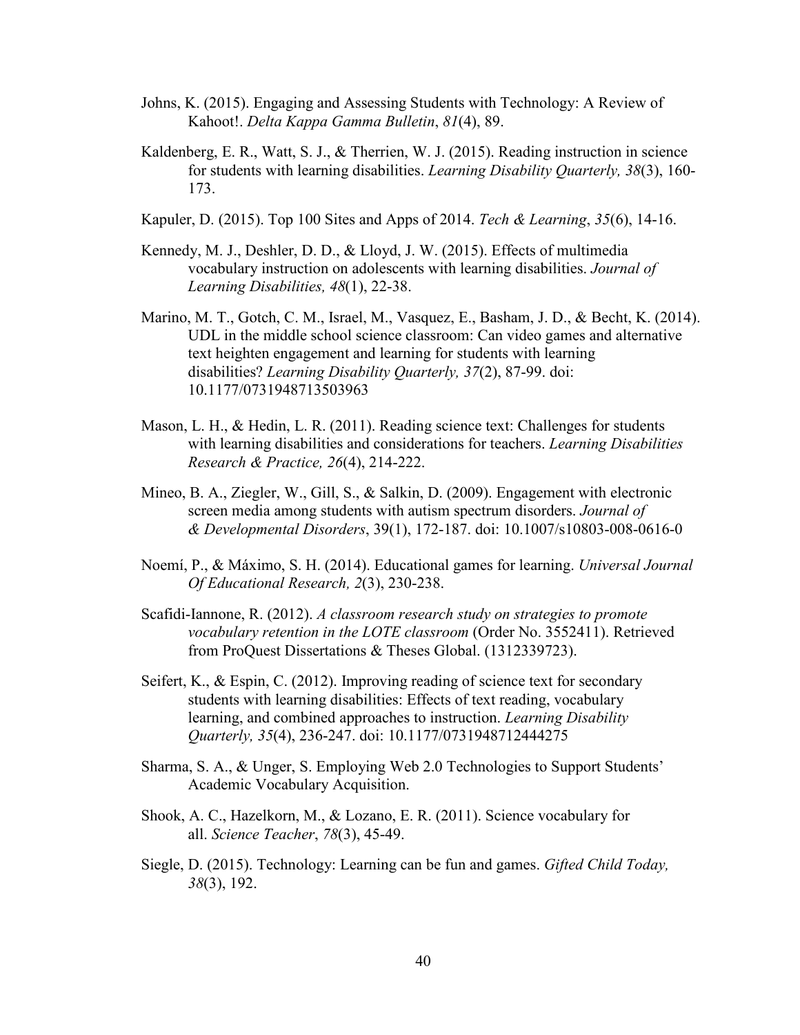Johns, K. (2015). Engaging and Assessing Students with Technology: A Review of Kahoot!. *Delta Kappa Gamma Bulletin*, *81*(4), 89.

Kaldenberg, E. R., Watt, S. J., & Therrien, W. J. (2015). Reading instruction in science for students with learning disabilities. *Learning Disability Quarterly, 38*(3), 160-173.

Kapuler, D. (2015). Top 100 Sites and Apps of 2014. *Tech & Learning*, *35*(6), 14-16.

Kennedy, M. J., Deshler, D. D., & Lloyd, J. W. (2015). Effects of multimedia vocabulary instruction on adolescents with learning disabilities. *Journal of Learning Disabilities, 48*(1), 22-38.

Marino, M. T., Gotch, C. M., Israel, M., Vasquez, E., Basham, J. D., & Becht, K. (2014). UDL in the middle school science classroom: Can video games and alternative text heighten engagement and learning for students with learning disabilities? *Learning Disability Quarterly, 37*(2), 87-99. doi: 10.1177/0731948713503963

Mason, L. H., & Hedin, L. R. (2011). Reading science text: Challenges for students with learning disabilities and considerations for teachers. *Learning Disabilities Research & Practice, 26*(4), 214-222.

Mineo, B. A., Ziegler, W., Gill, S., & Salkin, D. (2009). Engagement with electronic screen media among students with autism spectrum disorders. *Journal of & Developmental Disorders*, 39(1), 172-187. doi: 10.1007/s10803-008-0616-0

Noemí, P., & Máximo, S. H. (2014). Educational games for learning. *Universal Journal Of Educational Research, 2*(3), 230-238.

Scafidi-Iannone, R. (2012). *A classroom research study on strategies to promote vocabulary retention in the LOTE classroom* (Order No. 3552411). Retrieved from ProQuest Dissertations & Theses Global. (1312339723).

Seifert, K., & Espin, C. (2012). Improving reading of science text for secondary students with learning disabilities: Effects of text reading, vocabulary learning, and combined approaches to instruction. *Learning Disability Quarterly, 35*(4), 236-247. doi: 10.1177/0731948712444275

Sharma, S. A., & Unger, S. Employing Web 2.0 Technologies to Support Students' Academic Vocabulary Acquisition.

Shook, A. C., Hazelkorn, M., & Lozano, E. R. (2011). Science vocabulary for all. *Science Teacher*, *78*(3), 45-49.

Siegle, D. (2015). Technology: Learning can be fun and games. *Gifted Child Today, 38*(3), 192.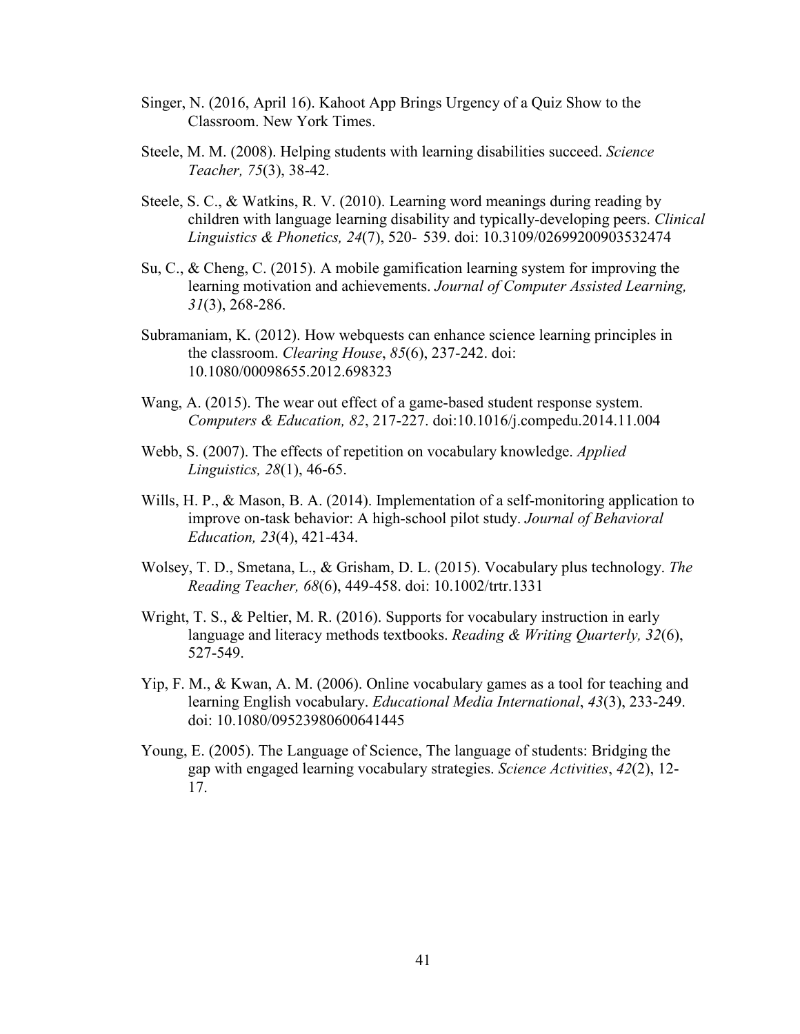Singer, N. (2016, April 16). Kahoot App Brings Urgency of a Quiz Show to the Classroom. New York Times.

Steele, M. M. (2008). Helping students with learning disabilities succeed. *Science Teacher, 75*(3), 38-42.

Steele, S. C., & Watkins, R. V. (2010). Learning word meanings during reading by children with language learning disability and typically-developing peers. *Clinical Linguistics & Phonetics, 24*(7), 520- 539. doi: 10.3109/02699200903532474

Su, C., & Cheng, C. (2015). A mobile gamification learning system for improving the learning motivation and achievements. *Journal of Computer Assisted Learning, 31*(3), 268-286.

Subramaniam, K. (2012). How webquests can enhance science learning principles in the classroom. *Clearing House*, *85*(6), 237-242. doi: 10.1080/00098655.2012.698323

Wang, A. (2015). The wear out effect of a game-based student response system. *Computers & Education, 82*, 217-227. doi:10.1016/j.compedu.2014.11.004

Webb, S. (2007). The effects of repetition on vocabulary knowledge. *Applied Linguistics, 28*(1), 46-65.

Wills, H. P., & Mason, B. A. (2014). Implementation of a self-monitoring application to improve on-task behavior: A high-school pilot study. *Journal of Behavioral Education, 23*(4), 421-434.

Wolsey, T. D., Smetana, L., & Grisham, D. L. (2015). Vocabulary plus technology. *The Reading Teacher, 68*(6), 449-458. doi: 10.1002/trtr.1331

Wright, T. S., & Peltier, M. R. (2016). Supports for vocabulary instruction in early language and literacy methods textbooks. *Reading & Writing Quarterly, 32*(6), 527-549.

Yip, F. M., & Kwan, A. M. (2006). Online vocabulary games as a tool for teaching and learning English vocabulary. *Educational Media International*, *43*(3), 233-249. doi: 10.1080/09523980600641445

Young, E. (2005). The Language of Science, The language of students: Bridging the gap with engaged learning vocabulary strategies. *Science Activities*, *42*(2), 12-17.